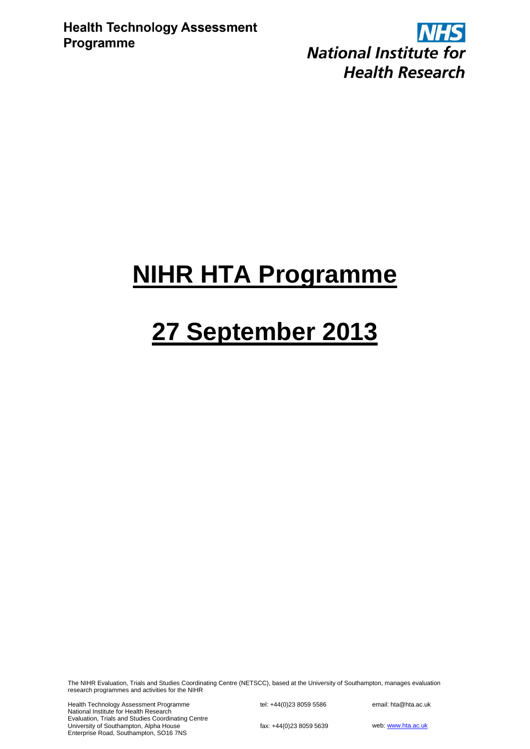Health Technology Assessment Programme

NHS
National Institute for Health Research

# NIHR HTA Programme

# 27 September 2013

The NIHR Evaluation, Trials and Studies Coordinating Centre (NETSCC), based at the University of Southampton, manages evaluation research programmes and activities for the NIHR

Health Technology Assessment Programme
National Institute for Health Research
Evaluation, Trials and Studies Coordinating Centre
University of Southampton, Alpha House
Enterprise Road, Southampton, SO16 7NS

tel: +44(0)23 8059 5586

fax: +44(0)23 8059 5639

email: hta@hta.ac.uk

web: www.hta.ac.uk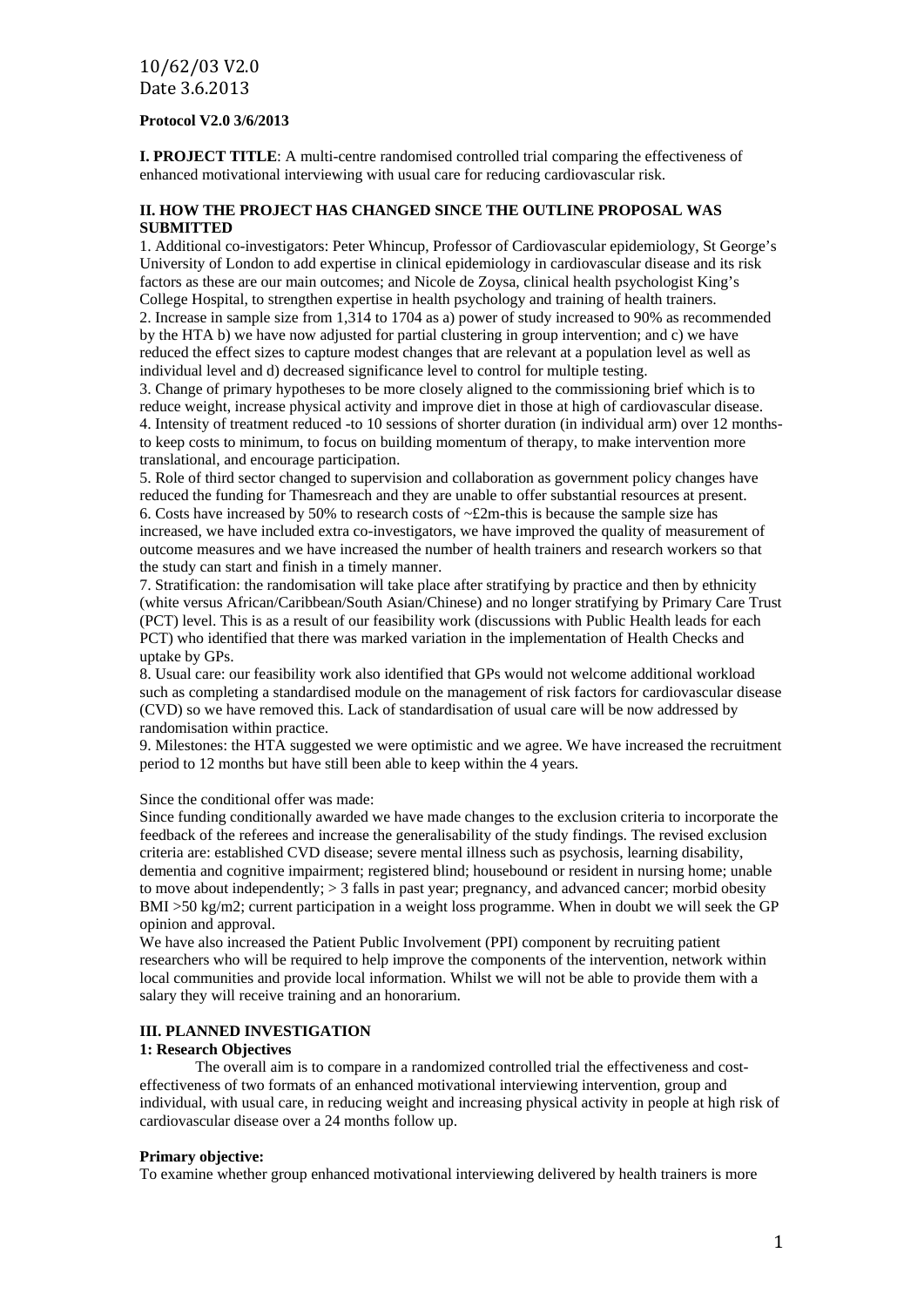**Protocol V2.0 3/6/2013**

**I. PROJECT TITLE**: A multi-centre randomised controlled trial comparing the effectiveness of enhanced motivational interviewing with usual care for reducing cardiovascular risk.

**II. HOW THE PROJECT HAS CHANGED SINCE THE OUTLINE PROPOSAL WAS SUBMITTED**

1. Additional co-investigators: Peter Whincup, Professor of Cardiovascular epidemiology, St George's University of London to add expertise in clinical epidemiology in cardiovascular disease and its risk factors as these are our main outcomes; and Nicole de Zoysa, clinical health psychologist King's College Hospital, to strengthen expertise in health psychology and training of health trainers.
2. Increase in sample size from 1,314 to 1704 as a) power of study increased to 90% as recommended by the HTA b) we have now adjusted for partial clustering in group intervention; and c) we have reduced the effect sizes to capture modest changes that are relevant at a population level as well as individual level and d) decreased significance level to control for multiple testing.
3. Change of primary hypotheses to be more closely aligned to the commissioning brief which is to reduce weight, increase physical activity and improve diet in those at high of cardiovascular disease.
4. Intensity of treatment reduced -to 10 sessions of shorter duration (in individual arm) over 12 months- to keep costs to minimum, to focus on building momentum of therapy, to make intervention more translational, and encourage participation.
5. Role of third sector changed to supervision and collaboration as government policy changes have reduced the funding for Thamesreach and they are unable to offer substantial resources at present.
6. Costs have increased by 50% to research costs of ~£2m-this is because the sample size has increased, we have included extra co-investigators, we have improved the quality of measurement of outcome measures and we have increased the number of health trainers and research workers so that the study can start and finish in a timely manner.
7. Stratification: the randomisation will take place after stratifying by practice and then by ethnicity (white versus African/Caribbean/South Asian/Chinese) and no longer stratifying by Primary Care Trust (PCT) level. This is as a result of our feasibility work (discussions with Public Health leads for each PCT) who identified that there was marked variation in the implementation of Health Checks and uptake by GPs.
8. Usual care: our feasibility work also identified that GPs would not welcome additional workload such as completing a standardised module on the management of risk factors for cardiovascular disease (CVD) so we have removed this. Lack of standardisation of usual care will be now addressed by randomisation within practice.
9. Milestones: the HTA suggested we were optimistic and we agree. We have increased the recruitment period to 12 months but have still been able to keep within the 4 years.

Since the conditional offer was made:

Since funding conditionally awarded we have made changes to the exclusion criteria to incorporate the feedback of the referees and increase the generalisability of the study findings. The revised exclusion criteria are: established CVD disease; severe mental illness such as psychosis, learning disability, dementia and cognitive impairment; registered blind; housebound or resident in nursing home; unable to move about independently; > 3 falls in past year; pregnancy, and advanced cancer; morbid obesity BMI >50 kg/m2; current participation in a weight loss programme. When in doubt we will seek the GP opinion and approval.

We have also increased the Patient Public Involvement (PPI) component by recruiting patient researchers who will be required to help improve the components of the intervention, network within local communities and provide local information. Whilst we will not be able to provide them with a salary they will receive training and an honorarium.

**III. PLANNED INVESTIGATION**

**1: Research Objectives**

The overall aim is to compare in a randomized controlled trial the effectiveness and cost-effectiveness of two formats of an enhanced motivational interviewing intervention, group and individual, with usual care, in reducing weight and increasing physical activity in people at high risk of cardiovascular disease over a 24 months follow up.

**Primary objective:**

To examine whether group enhanced motivational interviewing delivered by health trainers is more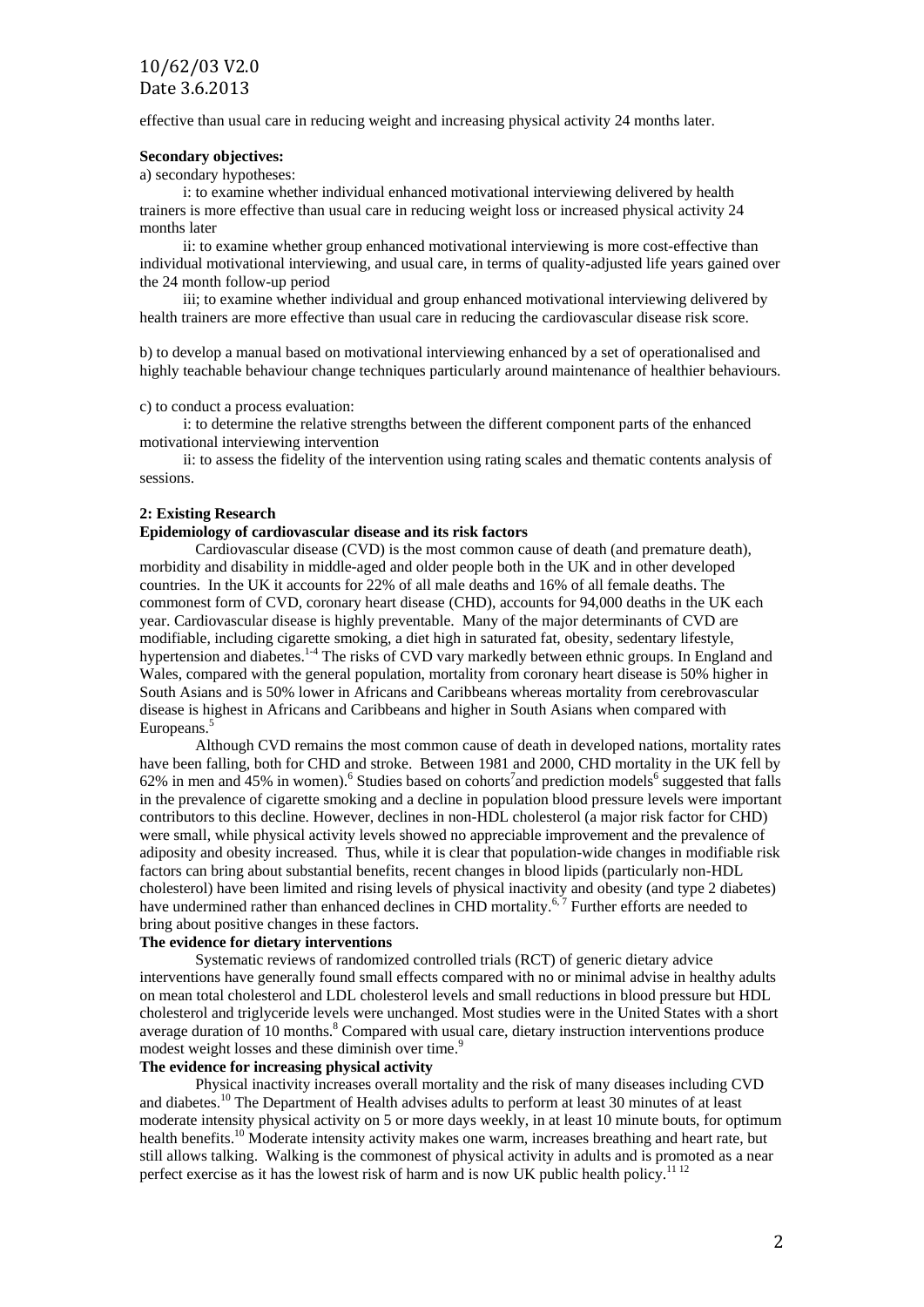effective than usual care in reducing weight and increasing physical activity 24 months later.

**Secondary objectives:**

a) secondary hypotheses:

i: to examine whether individual enhanced motivational interviewing delivered by health trainers is more effective than usual care in reducing weight loss or increased physical activity 24 months later

ii: to examine whether group enhanced motivational interviewing is more cost-effective than individual motivational interviewing, and usual care, in terms of quality-adjusted life years gained over the 24 month follow-up period

iii; to examine whether individual and group enhanced motivational interviewing delivered by health trainers are more effective than usual care in reducing the cardiovascular disease risk score.

b) to develop a manual based on motivational interviewing enhanced by a set of operationalised and highly teachable behaviour change techniques particularly around maintenance of healthier behaviours.

c) to conduct a process evaluation:

i: to determine the relative strengths between the different component parts of the enhanced motivational interviewing intervention

ii: to assess the fidelity of the intervention using rating scales and thematic contents analysis of sessions.

## 2: Existing Research

### Epidemiology of cardiovascular disease and its risk factors

Cardiovascular disease (CVD) is the most common cause of death (and premature death), morbidity and disability in middle-aged and older people both in the UK and in other developed countries. In the UK it accounts for 22% of all male deaths and 16% of all female deaths. The commonest form of CVD, coronary heart disease (CHD), accounts for 94,000 deaths in the UK each year. Cardiovascular disease is highly preventable. Many of the major determinants of CVD are modifiable, including cigarette smoking, a diet high in saturated fat, obesity, sedentary lifestyle, hypertension and diabetes.[1-4] The risks of CVD vary markedly between ethnic groups. In England and Wales, compared with the general population, mortality from coronary heart disease is 50% higher in South Asians and is 50% lower in Africans and Caribbeans whereas mortality from cerebrovascular disease is highest in Africans and Caribbeans and higher in South Asians when compared with Europeans.[5]

Although CVD remains the most common cause of death in developed nations, mortality rates have been falling, both for CHD and stroke. Between 1981 and 2000, CHD mortality in the UK fell by 62% in men and 45% in women).[6] Studies based on cohorts[7] and prediction models[6] suggested that falls in the prevalence of cigarette smoking and a decline in population blood pressure levels were important contributors to this decline. However, declines in non-HDL cholesterol (a major risk factor for CHD) were small, while physical activity levels showed no appreciable improvement and the prevalence of adiposity and obesity increased. Thus, while it is clear that population-wide changes in modifiable risk factors can bring about substantial benefits, recent changes in blood lipids (particularly non-HDL cholesterol) have been limited and rising levels of physical inactivity and obesity (and type 2 diabetes) have undermined rather than enhanced declines in CHD mortality.[6, 7] Further efforts are needed to bring about positive changes in these factors.

### The evidence for dietary interventions

Systematic reviews of randomized controlled trials (RCT) of generic dietary advice interventions have generally found small effects compared with no or minimal advise in healthy adults on mean total cholesterol and LDL cholesterol levels and small reductions in blood pressure but HDL cholesterol and triglyceride levels were unchanged. Most studies were in the United States with a short average duration of 10 months.[8] Compared with usual care, dietary instruction interventions produce modest weight losses and these diminish over time.[9]

### The evidence for increasing physical activity

Physical inactivity increases overall mortality and the risk of many diseases including CVD and diabetes.[10] The Department of Health advises adults to perform at least 30 minutes of at least moderate intensity physical activity on 5 or more days weekly, in at least 10 minute bouts, for optimum health benefits.[10] Moderate intensity activity makes one warm, increases breathing and heart rate, but still allows talking. Walking is the commonest of physical activity in adults and is promoted as a near perfect exercise as it has the lowest risk of harm and is now UK public health policy.[11 12]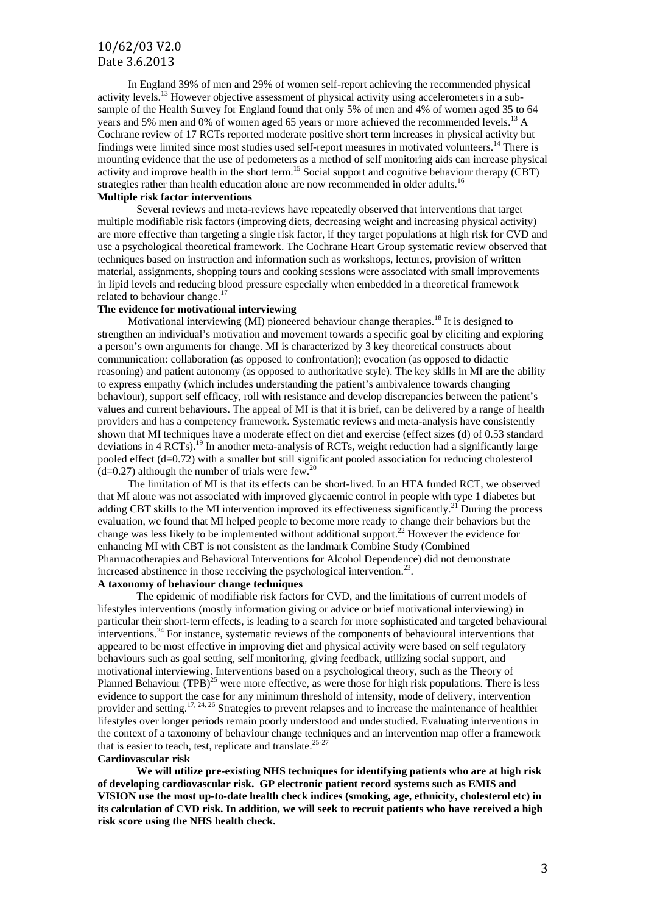In England 39% of men and 29% of women self-report achieving the recommended physical activity levels.[13] However objective assessment of physical activity using accelerometers in a sub-sample of the Health Survey for England found that only 5% of men and 4% of women aged 35 to 64 years and 5% men and 0% of women aged 65 years or more achieved the recommended levels.[13] A Cochrane review of 17 RCTs reported moderate positive short term increases in physical activity but findings were limited since most studies used self-report measures in motivated volunteers.[14] There is mounting evidence that the use of pedometers as a method of self monitoring aids can increase physical activity and improve health in the short term.[15] Social support and cognitive behaviour therapy (CBT) strategies rather than health education alone are now recommended in older adults.[16]

**Multiple risk factor interventions**

Several reviews and meta-reviews have repeatedly observed that interventions that target multiple modifiable risk factors (improving diets, decreasing weight and increasing physical activity) are more effective than targeting a single risk factor, if they target populations at high risk for CVD and use a psychological theoretical framework. The Cochrane Heart Group systematic review observed that techniques based on instruction and information such as workshops, lectures, provision of written material, assignments, shopping tours and cooking sessions were associated with small improvements in lipid levels and reducing blood pressure especially when embedded in a theoretical framework related to behaviour change.[17]

**The evidence for motivational interviewing**

Motivational interviewing (MI) pioneered behaviour change therapies.[18] It is designed to strengthen an individual's motivation and movement towards a specific goal by eliciting and exploring a person's own arguments for change. MI is characterized by 3 key theoretical constructs about communication: collaboration (as opposed to confrontation); evocation (as opposed to didactic reasoning) and patient autonomy (as opposed to authoritative style). The key skills in MI are the ability to express empathy (which includes understanding the patient's ambivalence towards changing behaviour), support self efficacy, roll with resistance and develop discrepancies between the patient's values and current behaviours. The appeal of MI is that it is brief, can be delivered by a range of health providers and has a competency framework. Systematic reviews and meta-analysis have consistently shown that MI techniques have a moderate effect on diet and exercise (effect sizes (d) of 0.53 standard deviations in 4 RCTs).[19] In another meta-analysis of RCTs, weight reduction had a significantly large pooled effect (d=0.72) with a smaller but still significant pooled association for reducing cholesterol (d=0.27) although the number of trials were few.[20]

The limitation of MI is that its effects can be short-lived. In an HTA funded RCT, we observed that MI alone was not associated with improved glycaemic control in people with type 1 diabetes but adding CBT skills to the MI intervention improved its effectiveness significantly.[21] During the process evaluation, we found that MI helped people to become more ready to change their behaviors but the change was less likely to be implemented without additional support.[22] However the evidence for enhancing MI with CBT is not consistent as the landmark Combine Study (Combined Pharmacotherapies and Behavioral Interventions for Alcohol Dependence) did not demonstrate increased abstinence in those receiving the psychological intervention.[23].

**A taxonomy of behaviour change techniques**

The epidemic of modifiable risk factors for CVD, and the limitations of current models of lifestyles interventions (mostly information giving or advice or brief motivational interviewing) in particular their short-term effects, is leading to a search for more sophisticated and targeted behavioural interventions.[24] For instance, systematic reviews of the components of behavioural interventions that appeared to be most effective in improving diet and physical activity were based on self regulatory behaviours such as goal setting, self monitoring, giving feedback, utilizing social support, and motivational interviewing. Interventions based on a psychological theory, such as the Theory of Planned Behaviour (TPB)[25] were more effective, as were those for high risk populations. There is less evidence to support the case for any minimum threshold of intensity, mode of delivery, intervention provider and setting.[17, 24, 26] Strategies to prevent relapses and to increase the maintenance of healthier lifestyles over longer periods remain poorly understood and understudied. Evaluating interventions in the context of a taxonomy of behaviour change techniques and an intervention map offer a framework that is easier to teach, test, replicate and translate.[25-27]

**Cardiovascular risk**

**We will utilize pre-existing NHS techniques for identifying patients who are at high risk of developing cardiovascular risk. GP electronic patient record systems such as EMIS and VISION use the most up-to-date health check indices (smoking, age, ethnicity, cholesterol etc) in its calculation of CVD risk. In addition, we will seek to recruit patients who have received a high risk score using the NHS health check.**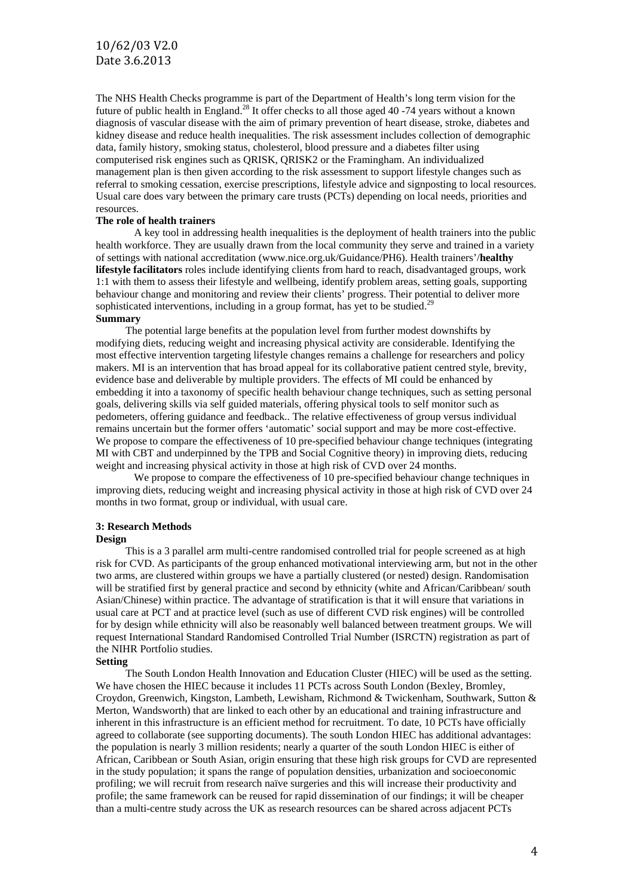The NHS Health Checks programme is part of the Department of Health's long term vision for the future of public health in England.[28] It offer checks to all those aged 40 -74 years without a known diagnosis of vascular disease with the aim of primary prevention of heart disease, stroke, diabetes and kidney disease and reduce health inequalities. The risk assessment includes collection of demographic data, family history, smoking status, cholesterol, blood pressure and a diabetes filter using computerised risk engines such as QRISK, QRISK2 or the Framingham. An individualized management plan is then given according to the risk assessment to support lifestyle changes such as referral to smoking cessation, exercise prescriptions, lifestyle advice and signposting to local resources. Usual care does vary between the primary care trusts (PCTs) depending on local needs, priorities and resources.

**The role of health trainers**

A key tool in addressing health inequalities is the deployment of health trainers into the public health workforce. They are usually drawn from the local community they serve and trained in a variety of settings with national accreditation (www.nice.org.uk/Guidance/PH6). Health trainers'/**healthy lifestyle facilitators** roles include identifying clients from hard to reach, disadvantaged groups, work 1:1 with them to assess their lifestyle and wellbeing, identify problem areas, setting goals, supporting behaviour change and monitoring and review their clients' progress. Their potential to deliver more sophisticated interventions, including in a group format, has yet to be studied.[29]

**Summary**

The potential large benefits at the population level from further modest downshifts by modifying diets, reducing weight and increasing physical activity are considerable. Identifying the most effective intervention targeting lifestyle changes remains a challenge for researchers and policy makers. MI is an intervention that has broad appeal for its collaborative patient centred style, brevity, evidence base and deliverable by multiple providers. The effects of MI could be enhanced by embedding it into a taxonomy of specific health behaviour change techniques, such as setting personal goals, delivering skills via self guided materials, offering physical tools to self monitor such as pedometers, offering guidance and feedback.. The relative effectiveness of group versus individual remains uncertain but the former offers 'automatic' social support and may be more cost-effective. We propose to compare the effectiveness of 10 pre-specified behaviour change techniques (integrating MI with CBT and underpinned by the TPB and Social Cognitive theory) in improving diets, reducing weight and increasing physical activity in those at high risk of CVD over 24 months.

We propose to compare the effectiveness of 10 pre-specified behaviour change techniques in improving diets, reducing weight and increasing physical activity in those at high risk of CVD over 24 months in two format, group or individual, with usual care.

**3: Research Methods**

**Design**

This is a 3 parallel arm multi-centre randomised controlled trial for people screened as at high risk for CVD. As participants of the group enhanced motivational interviewing arm, but not in the other two arms, are clustered within groups we have a partially clustered (or nested) design. Randomisation will be stratified first by general practice and second by ethnicity (white and African/Caribbean/ south Asian/Chinese) within practice. The advantage of stratification is that it will ensure that variations in usual care at PCT and at practice level (such as use of different CVD risk engines) will be controlled for by design while ethnicity will also be reasonably well balanced between treatment groups. We will request International Standard Randomised Controlled Trial Number (ISRCTN) registration as part of the NIHR Portfolio studies.

**Setting**

The South London Health Innovation and Education Cluster (HIEC) will be used as the setting. We have chosen the HIEC because it includes 11 PCTs across South London (Bexley, Bromley, Croydon, Greenwich, Kingston, Lambeth, Lewisham, Richmond & Twickenham, Southwark, Sutton & Merton, Wandsworth) that are linked to each other by an educational and training infrastructure and inherent in this infrastructure is an efficient method for recruitment. To date, 10 PCTs have officially agreed to collaborate (see supporting documents). The south London HIEC has additional advantages: the population is nearly 3 million residents; nearly a quarter of the south London HIEC is either of African, Caribbean or South Asian, origin ensuring that these high risk groups for CVD are represented in the study population; it spans the range of population densities, urbanization and socioeconomic profiling; we will recruit from research naïve surgeries and this will increase their productivity and profile; the same framework can be reused for rapid dissemination of our findings; it will be cheaper than a multi-centre study across the UK as research resources can be shared across adjacent PCTs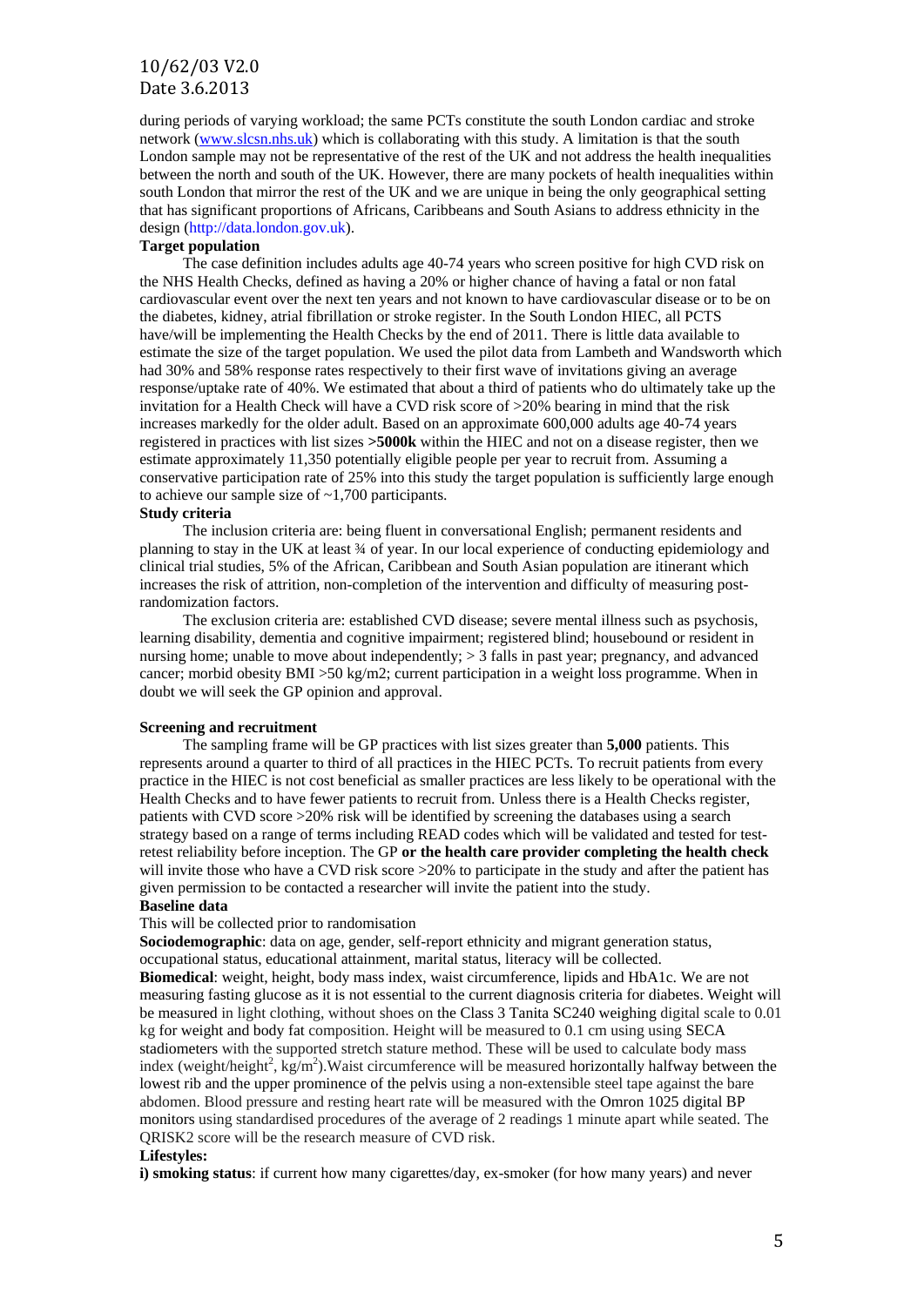during periods of varying workload; the same PCTs constitute the south London cardiac and stroke network (www.slcsn.nhs.uk) which is collaborating with this study. A limitation is that the south London sample may not be representative of the rest of the UK and not address the health inequalities between the north and south of the UK. However, there are many pockets of health inequalities within south London that mirror the rest of the UK and we are unique in being the only geographical setting that has significant proportions of Africans, Caribbeans and South Asians to address ethnicity in the design (http://data.london.gov.uk).

**Target population**

The case definition includes adults age 40-74 years who screen positive for high CVD risk on the NHS Health Checks, defined as having a 20% or higher chance of having a fatal or non fatal cardiovascular event over the next ten years and not known to have cardiovascular disease or to be on the diabetes, kidney, atrial fibrillation or stroke register. In the South London HIEC, all PCTS have/will be implementing the Health Checks by the end of 2011. There is little data available to estimate the size of the target population. We used the pilot data from Lambeth and Wandsworth which had 30% and 58% response rates respectively to their first wave of invitations giving an average response/uptake rate of 40%. We estimated that about a third of patients who do ultimately take up the invitation for a Health Check will have a CVD risk score of >20% bearing in mind that the risk increases markedly for the older adult. Based on an approximate 600,000 adults age 40-74 years registered in practices with list sizes **>5000k** within the HIEC and not on a disease register, then we estimate approximately 11,350 potentially eligible people per year to recruit from. Assuming a conservative participation rate of 25% into this study the target population is sufficiently large enough to achieve our sample size of ~1,700 participants.

**Study criteria**

The inclusion criteria are: being fluent in conversational English; permanent residents and planning to stay in the UK at least ¾ of year. In our local experience of conducting epidemiology and clinical trial studies, 5% of the African, Caribbean and South Asian population are itinerant which increases the risk of attrition, non-completion of the intervention and difficulty of measuring post-randomization factors.

The exclusion criteria are: established CVD disease; severe mental illness such as psychosis, learning disability, dementia and cognitive impairment; registered blind; housebound or resident in nursing home; unable to move about independently; > 3 falls in past year; pregnancy, and advanced cancer; morbid obesity BMI >50 kg/m2; current participation in a weight loss programme. When in doubt we will seek the GP opinion and approval.

**Screening and recruitment**

The sampling frame will be GP practices with list sizes greater than **5,000** patients. This represents around a quarter to third of all practices in the HIEC PCTs. To recruit patients from every practice in the HIEC is not cost beneficial as smaller practices are less likely to be operational with the Health Checks and to have fewer patients to recruit from. Unless there is a Health Checks register, patients with CVD score >20% risk will be identified by screening the databases using a search strategy based on a range of terms including READ codes which will be validated and tested for test-retest reliability before inception. The GP **or the health care provider completing the health check** will invite those who have a CVD risk score >20% to participate in the study and after the patient has given permission to be contacted a researcher will invite the patient into the study.

**Baseline data**

This will be collected prior to randomisation

**Sociodemographic**: data on age, gender, self-report ethnicity and migrant generation status, occupational status, educational attainment, marital status, literacy will be collected.

**Biomedical**: weight, height, body mass index, waist circumference, lipids and HbA1c. We are not measuring fasting glucose as it is not essential to the current diagnosis criteria for diabetes. Weight will be measured in light clothing, without shoes on the Class 3 Tanita SC240 weighing digital scale to 0.01 kg for weight and body fat composition. Height will be measured to 0.1 cm using using SECA stadiometers with the supported stretch stature method. These will be used to calculate body mass index (weight/height$^2$, kg/m$^2$).Waist circumference will be measured horizontally halfway between the lowest rib and the upper prominence of the pelvis using a non-extensible steel tape against the bare abdomen. Blood pressure and resting heart rate will be measured with the Omron 1025 digital BP monitors using standardised procedures of the average of 2 readings 1 minute apart while seated. The QRISK2 score will be the research measure of CVD risk.

**Lifestyles:**

**i) smoking status**: if current how many cigarettes/day, ex-smoker (for how many years) and never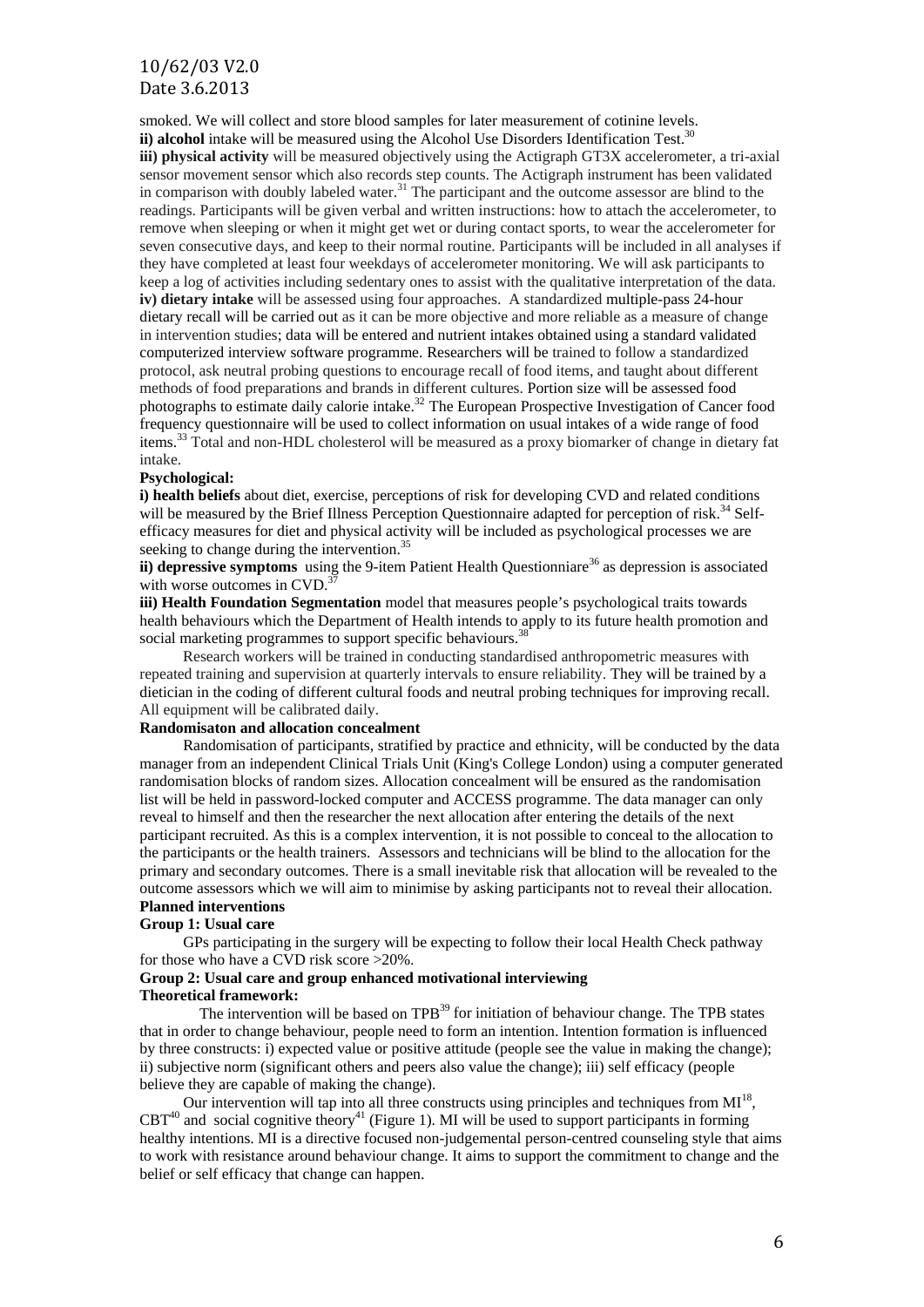smoked. We will collect and store blood samples for later measurement of cotinine levels.

**ii) alcohol** intake will be measured using the Alcohol Use Disorders Identification Test.[30]

**iii) physical activity** will be measured objectively using the Actigraph GT3X accelerometer, a tri-axial sensor movement sensor which also records step counts. The Actigraph instrument has been validated in comparison with doubly labeled water.[31] The participant and the outcome assessor are blind to the readings. Participants will be given verbal and written instructions: how to attach the accelerometer, to remove when sleeping or when it might get wet or during contact sports, to wear the accelerometer for seven consecutive days, and keep to their normal routine. Participants will be included in all analyses if they have completed at least four weekdays of accelerometer monitoring. We will ask participants to keep a log of activities including sedentary ones to assist with the qualitative interpretation of the data.

**iv) dietary intake** will be assessed using four approaches. A standardized multiple-pass 24-hour dietary recall will be carried out as it can be more objective and more reliable as a measure of change in intervention studies; data will be entered and nutrient intakes obtained using a standard validated computerized interview software programme. Researchers will be trained to follow a standardized protocol, ask neutral probing questions to encourage recall of food items, and taught about different methods of food preparations and brands in different cultures. Portion size will be assessed food photographs to estimate daily calorie intake.[32] The European Prospective Investigation of Cancer food frequency questionnaire will be used to collect information on usual intakes of a wide range of food items.[33] Total and non-HDL cholesterol will be measured as a proxy biomarker of change in dietary fat intake.

**Psychological:**

**i) health beliefs** about diet, exercise, perceptions of risk for developing CVD and related conditions will be measured by the Brief Illness Perception Questionnaire adapted for perception of risk.[34] Self-efficacy measures for diet and physical activity will be included as psychological processes we are seeking to change during the intervention.[35]

**ii) depressive symptoms** using the 9-item Patient Health Questionniare[36] as depression is associated with worse outcomes in CVD.[37]

**iii) Health Foundation Segmentation** model that measures people's psychological traits towards health behaviours which the Department of Health intends to apply to its future health promotion and social marketing programmes to support specific behaviours.[38]

Research workers will be trained in conducting standardised anthropometric measures with repeated training and supervision at quarterly intervals to ensure reliability. They will be trained by a dietician in the coding of different cultural foods and neutral probing techniques for improving recall. All equipment will be calibrated daily.

**Randomisaton and allocation concealment**

Randomisation of participants, stratified by practice and ethnicity, will be conducted by the data manager from an independent Clinical Trials Unit (King's College London) using a computer generated randomisation blocks of random sizes. Allocation concealment will be ensured as the randomisation list will be held in password-locked computer and ACCESS programme. The data manager can only reveal to himself and then the researcher the next allocation after entering the details of the next participant recruited. As this is a complex intervention, it is not possible to conceal to the allocation to the participants or the health trainers. Assessors and technicians will be blind to the allocation for the primary and secondary outcomes. There is a small inevitable risk that allocation will be revealed to the outcome assessors which we will aim to minimise by asking participants not to reveal their allocation.

**Planned interventions**

**Group 1: Usual care**

GPs participating in the surgery will be expecting to follow their local Health Check pathway for those who have a CVD risk score >20%.

**Group 2: Usual care and group enhanced motivational interviewing**

**Theoretical framework:**

The intervention will be based on TPB[39] for initiation of behaviour change. The TPB states that in order to change behaviour, people need to form an intention. Intention formation is influenced by three constructs: i) expected value or positive attitude (people see the value in making the change); ii) subjective norm (significant others and peers also value the change); iii) self efficacy (people believe they are capable of making the change).

Our intervention will tap into all three constructs using principles and techniques from MI[18], CBT[40] and social cognitive theory[41] (Figure 1). MI will be used to support participants in forming healthy intentions. MI is a directive focused non-judgemental person-centred counseling style that aims to work with resistance around behaviour change. It aims to support the commitment to change and the belief or self efficacy that change can happen.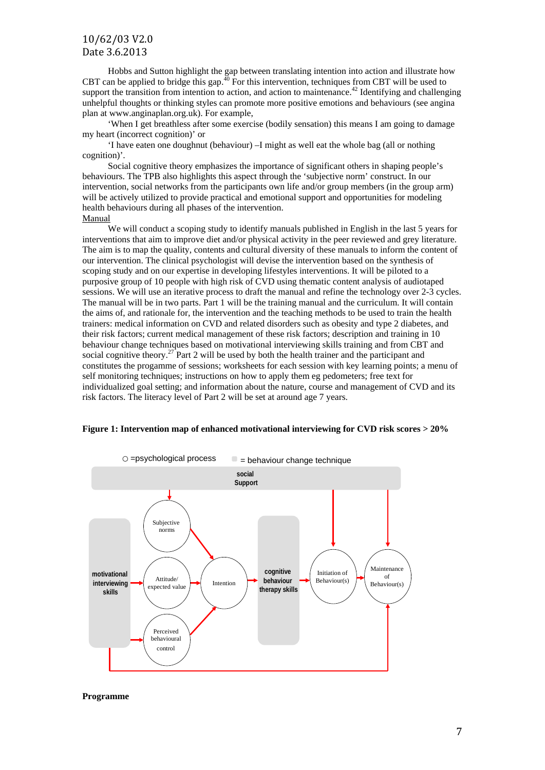Hobbs and Sutton highlight the gap between translating intention into action and illustrate how CBT can be applied to bridge this gap.[40] For this intervention, techniques from CBT will be used to support the transition from intention to action, and action to maintenance.[42] Identifying and challenging unhelpful thoughts or thinking styles can promote more positive emotions and behaviours (see angina plan at www.anginaplan.org.uk). For example,

'When I get breathless after some exercise (bodily sensation) this means I am going to damage my heart (incorrect cognition)' or

'I have eaten one doughnut (behaviour) –I might as well eat the whole bag (all or nothing cognition)'.

Social cognitive theory emphasizes the importance of significant others in shaping people's behaviours. The TPB also highlights this aspect through the 'subjective norm' construct. In our intervention, social networks from the participants own life and/or group members (in the group arm) will be actively utilized to provide practical and emotional support and opportunities for modeling health behaviours during all phases of the intervention.

Manual

We will conduct a scoping study to identify manuals published in English in the last 5 years for interventions that aim to improve diet and/or physical activity in the peer reviewed and grey literature. The aim is to map the quality, contents and cultural diversity of these manuals to inform the content of our intervention. The clinical psychologist will devise the intervention based on the synthesis of scoping study and on our expertise in developing lifestyles interventions. It will be piloted to a purposive group of 10 people with high risk of CVD using thematic content analysis of audiotaped sessions. We will use an iterative process to draft the manual and refine the technology over 2-3 cycles. The manual will be in two parts. Part 1 will be the training manual and the curriculum. It will contain the aims of, and rationale for, the intervention and the teaching methods to be used to train the health trainers: medical information on CVD and related disorders such as obesity and type 2 diabetes, and their risk factors; current medical management of these risk factors; description and training in 10 behaviour change techniques based on motivational interviewing skills training and from CBT and social cognitive theory.[27] Part 2 will be used by both the health trainer and the participant and constitutes the progamme of sessions; worksheets for each session with key learning points; a menu of self monitoring techniques; instructions on how to apply them eg pedometers; free text for individualized goal setting; and information about the nature, course and management of CVD and its risk factors. The literacy level of Part 2 will be set at around age 7 years.

**Figure 1: Intervention map of enhanced motivational interviewing for CVD risk scores > 20%**

○ =psychological process ▪ = behaviour change technique

social Support

motivational interviewing skills → Subjective norms / Attitude/ expected value / Perceived behavioural control → Intention → cognitive behaviour therapy skills → Initiation of Behaviour(s) → Maintenance of Behaviour(s)

**Programme**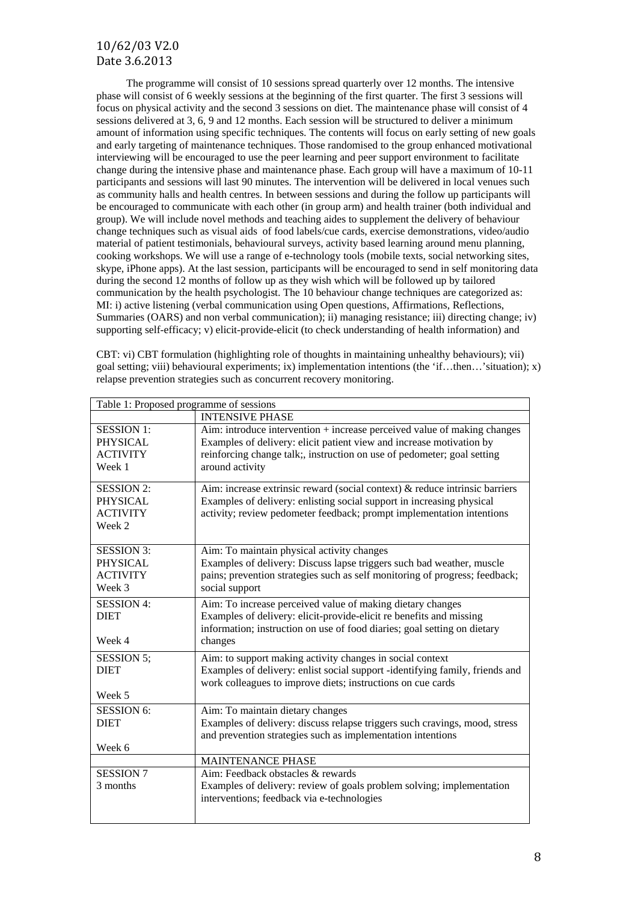The programme will consist of 10 sessions spread quarterly over 12 months. The intensive phase will consist of 6 weekly sessions at the beginning of the first quarter. The first 3 sessions will focus on physical activity and the second 3 sessions on diet. The maintenance phase will consist of 4 sessions delivered at 3, 6, 9 and 12 months. Each session will be structured to deliver a minimum amount of information using specific techniques. The contents will focus on early setting of new goals and early targeting of maintenance techniques. Those randomised to the group enhanced motivational interviewing will be encouraged to use the peer learning and peer support environment to facilitate change during the intensive phase and maintenance phase. Each group will have a maximum of 10-11 participants and sessions will last 90 minutes. The intervention will be delivered in local venues such as community halls and health centres. In between sessions and during the follow up participants will be encouraged to communicate with each other (in group arm) and health trainer (both individual and group). We will include novel methods and teaching aides to supplement the delivery of behaviour change techniques such as visual aids of food labels/cue cards, exercise demonstrations, video/audio material of patient testimonials, behavioural surveys, activity based learning around menu planning, cooking workshops. We will use a range of e-technology tools (mobile texts, social networking sites, skype, iPhone apps). At the last session, participants will be encouraged to send in self monitoring data during the second 12 months of follow up as they wish which will be followed up by tailored communication by the health psychologist. The 10 behaviour change techniques are categorized as: MI: i) active listening (verbal communication using Open questions, Affirmations, Reflections, Summaries (OARS) and non verbal communication); ii) managing resistance; iii) directing change; iv) supporting self-efficacy; v) elicit-provide-elicit (to check understanding of health information) and

CBT: vi) CBT formulation (highlighting role of thoughts in maintaining unhealthy behaviours); vii) goal setting; viii) behavioural experiments; ix) implementation intentions (the 'if…then…'situation); x) relapse prevention strategies such as concurrent recovery monitoring.

| Table 1: Proposed programme of sessions | |
|---|---|
| | INTENSIVE PHASE |
| SESSION 1: PHYSICAL ACTIVITY Week 1 | Aim: introduce intervention + increase perceived value of making changes<br>Examples of delivery: elicit patient view and increase motivation by reinforcing change talk;, instruction on use of pedometer; goal setting around activity |
| SESSION 2: PHYSICAL ACTIVITY Week 2 | Aim: increase extrinsic reward (social context) & reduce intrinsic barriers<br>Examples of delivery: enlisting social support in increasing physical activity; review pedometer feedback; prompt implementation intentions |
| SESSION 3: PHYSICAL ACTIVITY Week 3 | Aim: To maintain physical activity changes<br>Examples of delivery: Discuss lapse triggers such bad weather, muscle pains; prevention strategies such as self monitoring of progress; feedback; social support |
| SESSION 4: DIET Week 4 | Aim: To increase perceived value of making dietary changes<br>Examples of delivery: elicit-provide-elicit re benefits and missing information; instruction on use of food diaries; goal setting on dietary changes |
| SESSION 5; DIET Week 5 | Aim: to support making activity changes in social context<br>Examples of delivery: enlist social support -identifying family, friends and work colleagues to improve diets; instructions on cue cards |
| SESSION 6: DIET Week 6 | Aim: To maintain dietary changes<br>Examples of delivery: discuss relapse triggers such cravings, mood, stress and prevention strategies such as implementation intentions |
| | MAINTENANCE PHASE |
| SESSION 7 3 months | Aim: Feedback obstacles & rewards<br>Examples of delivery: review of goals problem solving; implementation interventions; feedback via e-technologies |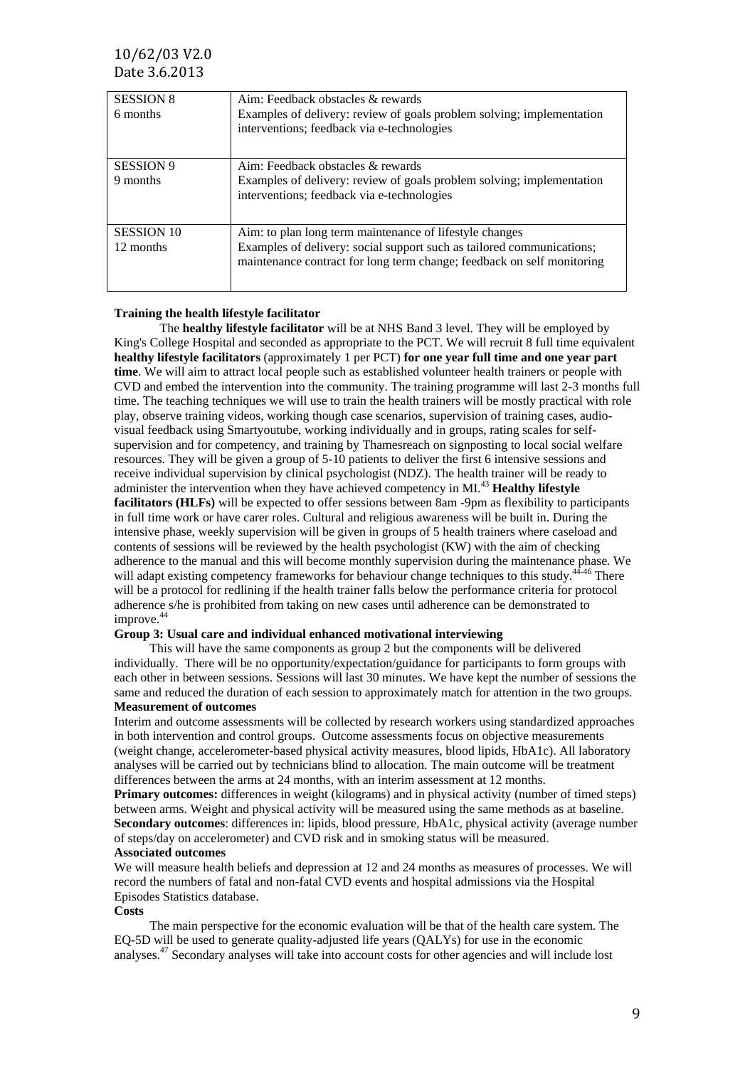| SESSION 8<br>6 months | Aim: Feedback obstacles & rewards<br>Examples of delivery: review of goals problem solving; implementation interventions; feedback via e-technologies |
|---|---|
| SESSION 9<br>9 months | Aim: Feedback obstacles & rewards<br>Examples of delivery: review of goals problem solving; implementation interventions; feedback via e-technologies |
| SESSION 10<br>12 months | Aim: to plan long term maintenance of lifestyle changes<br>Examples of delivery: social support such as tailored communications; maintenance contract for long term change; feedback on self monitoring |

**Training the health lifestyle facilitator**

The **healthy lifestyle facilitator** will be at NHS Band 3 level. They will be employed by King's College Hospital and seconded as appropriate to the PCT. We will recruit 8 full time equivalent **healthy lifestyle facilitators** (approximately 1 per PCT) **for one year full time and one year part time**. We will aim to attract local people such as established volunteer health trainers or people with CVD and embed the intervention into the community. The training programme will last 2-3 months full time. The teaching techniques we will use to train the health trainers will be mostly practical with role play, observe training videos, working though case scenarios, supervision of training cases, audio-visual feedback using Smartyoutube, working individually and in groups, rating scales for self-supervision and for competency, and training by Thamesreach on signposting to local social welfare resources. They will be given a group of 5-10 patients to deliver the first 6 intensive sessions and receive individual supervision by clinical psychologist (NDZ). The health trainer will be ready to administer the intervention when they have achieved competency in MI.[43] **Healthy lifestyle facilitators (HLFs)** will be expected to offer sessions between 8am -9pm as flexibility to participants in full time work or have carer roles. Cultural and religious awareness will be built in. During the intensive phase, weekly supervision will be given in groups of 5 health trainers where caseload and contents of sessions will be reviewed by the health psychologist (KW) with the aim of checking adherence to the manual and this will become monthly supervision during the maintenance phase. We will adapt existing competency frameworks for behaviour change techniques to this study.[44-46] There will be a protocol for redlining if the health trainer falls below the performance criteria for protocol adherence s/he is prohibited from taking on new cases until adherence can be demonstrated to improve.[44]

**Group 3: Usual care and individual enhanced motivational interviewing**

This will have the same components as group 2 but the components will be delivered individually. There will be no opportunity/expectation/guidance for participants to form groups with each other in between sessions. Sessions will last 30 minutes. We have kept the number of sessions the same and reduced the duration of each session to approximately match for attention in the two groups.

**Measurement of outcomes**

Interim and outcome assessments will be collected by research workers using standardized approaches in both intervention and control groups. Outcome assessments focus on objective measurements (weight change, accelerometer-based physical activity measures, blood lipids, HbA1c). All laboratory analyses will be carried out by technicians blind to allocation. The main outcome will be treatment differences between the arms at 24 months, with an interim assessment at 12 months.

**Primary outcomes:** differences in weight (kilograms) and in physical activity (number of timed steps) between arms. Weight and physical activity will be measured using the same methods as at baseline.

**Secondary outcomes**: differences in: lipids, blood pressure, HbA1c, physical activity (average number of steps/day on accelerometer) and CVD risk and in smoking status will be measured.

**Associated outcomes**

We will measure health beliefs and depression at 12 and 24 months as measures of processes. We will record the numbers of fatal and non-fatal CVD events and hospital admissions via the Hospital Episodes Statistics database.

**Costs**

The main perspective for the economic evaluation will be that of the health care system. The EQ-5D will be used to generate quality-adjusted life years (QALYs) for use in the economic analyses.[47] Secondary analyses will take into account costs for other agencies and will include lost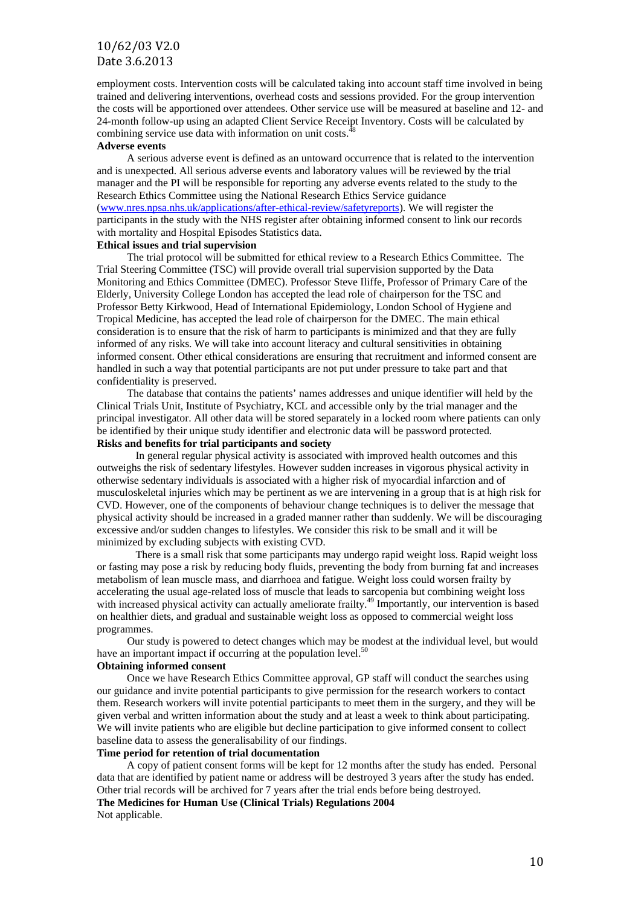employment costs. Intervention costs will be calculated taking into account staff time involved in being trained and delivering interventions, overhead costs and sessions provided. For the group intervention the costs will be apportioned over attendees. Other service use will be measured at baseline and 12- and 24-month follow-up using an adapted Client Service Receipt Inventory. Costs will be calculated by combining service use data with information on unit costs.[48]

**Adverse events**

A serious adverse event is defined as an untoward occurrence that is related to the intervention and is unexpected. All serious adverse events and laboratory values will be reviewed by the trial manager and the PI will be responsible for reporting any adverse events related to the study to the Research Ethics Committee using the National Research Ethics Service guidance (www.nres.npsa.nhs.uk/applications/after-ethical-review/safetyreports). We will register the participants in the study with the NHS register after obtaining informed consent to link our records with mortality and Hospital Episodes Statistics data.

**Ethical issues and trial supervision**

The trial protocol will be submitted for ethical review to a Research Ethics Committee. The Trial Steering Committee (TSC) will provide overall trial supervision supported by the Data Monitoring and Ethics Committee (DMEC). Professor Steve Iliffe, Professor of Primary Care of the Elderly, University College London has accepted the lead role of chairperson for the TSC and Professor Betty Kirkwood, Head of International Epidemiology, London School of Hygiene and Tropical Medicine, has accepted the lead role of chairperson for the DMEC. The main ethical consideration is to ensure that the risk of harm to participants is minimized and that they are fully informed of any risks. We will take into account literacy and cultural sensitivities in obtaining informed consent. Other ethical considerations are ensuring that recruitment and informed consent are handled in such a way that potential participants are not put under pressure to take part and that confidentiality is preserved.

The database that contains the patients' names addresses and unique identifier will held by the Clinical Trials Unit, Institute of Psychiatry, KCL and accessible only by the trial manager and the principal investigator. All other data will be stored separately in a locked room where patients can only be identified by their unique study identifier and electronic data will be password protected.

**Risks and benefits for trial participants and society**

In general regular physical activity is associated with improved health outcomes and this outweighs the risk of sedentary lifestyles. However sudden increases in vigorous physical activity in otherwise sedentary individuals is associated with a higher risk of myocardial infarction and of musculoskeletal injuries which may be pertinent as we are intervening in a group that is at high risk for CVD. However, one of the components of behaviour change techniques is to deliver the message that physical activity should be increased in a graded manner rather than suddenly. We will be discouraging excessive and/or sudden changes to lifestyles. We consider this risk to be small and it will be minimized by excluding subjects with existing CVD.

There is a small risk that some participants may undergo rapid weight loss. Rapid weight loss or fasting may pose a risk by reducing body fluids, preventing the body from burning fat and increases metabolism of lean muscle mass, and diarrhoea and fatigue. Weight loss could worsen frailty by accelerating the usual age-related loss of muscle that leads to sarcopenia but combining weight loss with increased physical activity can actually ameliorate frailty.[49] Importantly, our intervention is based on healthier diets, and gradual and sustainable weight loss as opposed to commercial weight loss programmes.

Our study is powered to detect changes which may be modest at the individual level, but would have an important impact if occurring at the population level.[50]

**Obtaining informed consent**

Once we have Research Ethics Committee approval, GP staff will conduct the searches using our guidance and invite potential participants to give permission for the research workers to contact them. Research workers will invite potential participants to meet them in the surgery, and they will be given verbal and written information about the study and at least a week to think about participating. We will invite patients who are eligible but decline participation to give informed consent to collect baseline data to assess the generalisability of our findings.

**Time period for retention of trial documentation**

A copy of patient consent forms will be kept for 12 months after the study has ended. Personal data that are identified by patient name or address will be destroyed 3 years after the study has ended. Other trial records will be archived for 7 years after the trial ends before being destroyed.

**The Medicines for Human Use (Clinical Trials) Regulations 2004**

Not applicable.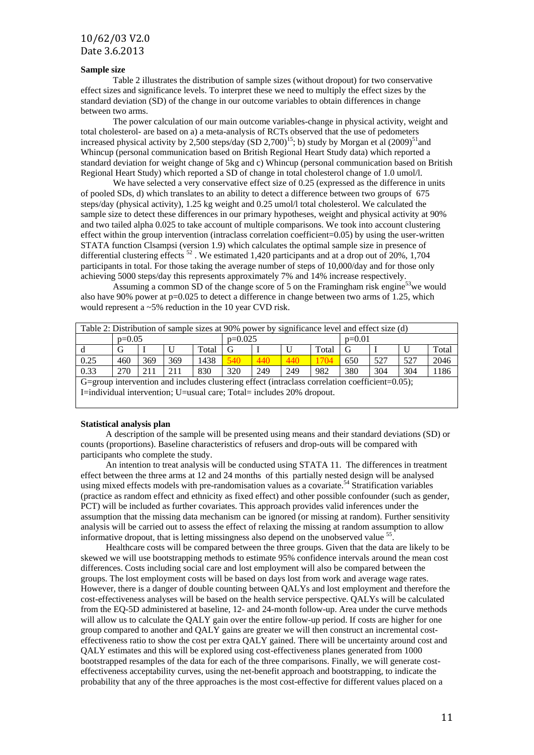**Sample size**

Table 2 illustrates the distribution of sample sizes (without dropout) for two conservative effect sizes and significance levels. To interpret these we need to multiply the effect sizes by the standard deviation (SD) of the change in our outcome variables to obtain differences in change between two arms.

The power calculation of our main outcome variables-change in physical activity, weight and total cholesterol- are based on a) a meta-analysis of RCTs observed that the use of pedometers increased physical activity by 2,500 steps/day (SD 2,700)[15]; b) study by Morgan et al (2009)[51]and Whincup (personal communication based on British Regional Heart Study data) which reported a standard deviation for weight change of 5kg and c) Whincup (personal communication based on British Regional Heart Study) which reported a SD of change in total cholesterol change of 1.0 umol/l.

We have selected a very conservative effect size of 0.25 (expressed as the difference in units of pooled SDs, d) which translates to an ability to detect a difference between two groups of 675 steps/day (physical activity), 1.25 kg weight and 0.25 umol/l total cholesterol. We calculated the sample size to detect these differences in our primary hypotheses, weight and physical activity at 90% and two tailed alpha 0.025 to take account of multiple comparisons. We took into account clustering effect within the group intervention (intraclass correlation coefficient=0.05) by using the user-written STATA function Clsampsi (version 1.9) which calculates the optimal sample size in presence of differential clustering effects [52] . We estimated 1,420 participants and at a drop out of 20%, 1,704 participants in total. For those taking the average number of steps of 10,000/day and for those only achieving 5000 steps/day this represents approximately 7% and 14% increase respectively.

Assuming a common SD of the change score of 5 on the Framingham risk engine[53]we would also have 90% power at p=0.025 to detect a difference in change between two arms of 1.25, which would represent a ~5% reduction in the 10 year CVD risk.

| Table 2: Distribution of sample sizes at 90% power by significance level and effect size (d) | | | | | | | | | | | | |
|---|---|---|---|---|---|---|---|---|---|---|---|---|
| | p=0.05 | | | | p=0.025 | | | | p=0.01 | | | |
| d | G | I | U | Total | G | I | U | Total | G | I | U | Total |
| 0.25 | 460 | 369 | 369 | 1438 | 540 | 440 | 440 | 1704 | 650 | 527 | 527 | 2046 |
| 0.33 | 270 | 211 | 211 | 830 | 320 | 249 | 249 | 982 | 380 | 304 | 304 | 1186 |

G=group intervention and includes clustering effect (intraclass correlation coefficient=0.05); I=individual intervention; U=usual care; Total= includes 20% dropout.

**Statistical analysis plan**

A description of the sample will be presented using means and their standard deviations (SD) or counts (proportions). Baseline characteristics of refusers and drop-outs will be compared with participants who complete the study.

An intention to treat analysis will be conducted using STATA 11. The differences in treatment effect between the three arms at 12 and 24 months of this partially nested design will be analysed using mixed effects models with pre-randomisation values as a covariate.[54] Stratification variables (practice as random effect and ethnicity as fixed effect) and other possible confounder (such as gender, PCT) will be included as further covariates. This approach provides valid inferences under the assumption that the missing data mechanism can be ignored (or missing at random). Further sensitivity analysis will be carried out to assess the effect of relaxing the missing at random assumption to allow informative dropout, that is letting missingness also depend on the unobserved value [55].

Healthcare costs will be compared between the three groups. Given that the data are likely to be skewed we will use bootstrapping methods to estimate 95% confidence intervals around the mean cost differences. Costs including social care and lost employment will also be compared between the groups. The lost employment costs will be based on days lost from work and average wage rates. However, there is a danger of double counting between QALYs and lost employment and therefore the cost-effectiveness analyses will be based on the health service perspective. QALYs will be calculated from the EQ-5D administered at baseline, 12- and 24-month follow-up. Area under the curve methods will allow us to calculate the QALY gain over the entire follow-up period. If costs are higher for one group compared to another and QALY gains are greater we will then construct an incremental cost-effectiveness ratio to show the cost per extra QALY gained. There will be uncertainty around cost and QALY estimates and this will be explored using cost-effectiveness planes generated from 1000 bootstrapped resamples of the data for each of the three comparisons. Finally, we will generate cost-effectiveness acceptability curves, using the net-benefit approach and bootstrapping, to indicate the probability that any of the three approaches is the most cost-effective for different values placed on a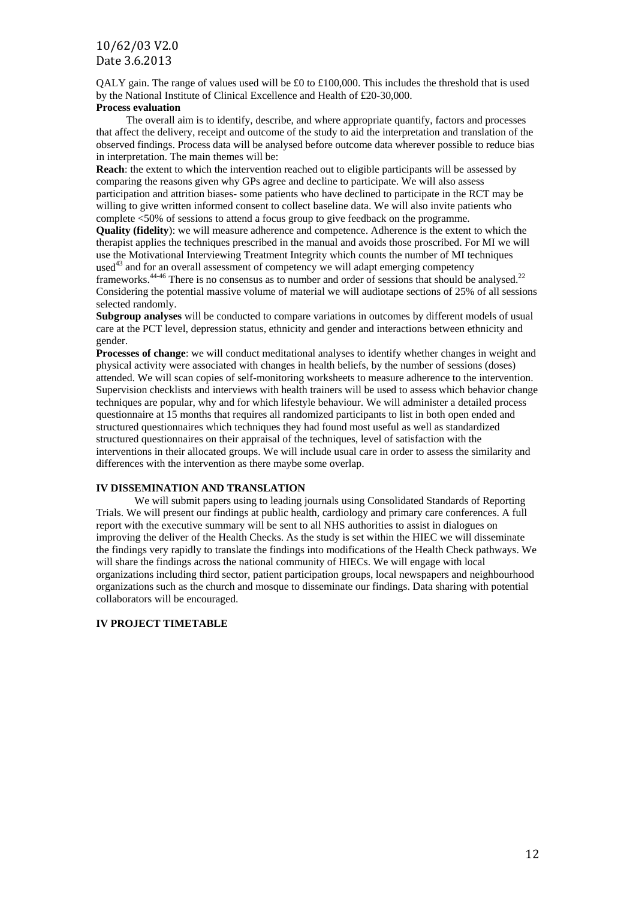QALY gain. The range of values used will be £0 to £100,000. This includes the threshold that is used by the National Institute of Clinical Excellence and Health of £20-30,000.

**Process evaluation**

The overall aim is to identify, describe, and where appropriate quantify, factors and processes that affect the delivery, receipt and outcome of the study to aid the interpretation and translation of the observed findings. Process data will be analysed before outcome data wherever possible to reduce bias in interpretation. The main themes will be:

**Reach**: the extent to which the intervention reached out to eligible participants will be assessed by comparing the reasons given why GPs agree and decline to participate. We will also assess participation and attrition biases- some patients who have declined to participate in the RCT may be willing to give written informed consent to collect baseline data. We will also invite patients who complete <50% of sessions to attend a focus group to give feedback on the programme.

**Quality (fidelity)**: we will measure adherence and competence. Adherence is the extent to which the therapist applies the techniques prescribed in the manual and avoids those proscribed. For MI we will use the Motivational Interviewing Treatment Integrity which counts the number of MI techniques used[43] and for an overall assessment of competency we will adapt emerging competency frameworks.[44-46] There is no consensus as to number and order of sessions that should be analysed.[22] Considering the potential massive volume of material we will audiotape sections of 25% of all sessions selected randomly.

**Subgroup analyses** will be conducted to compare variations in outcomes by different models of usual care at the PCT level, depression status, ethnicity and gender and interactions between ethnicity and gender.

**Processes of change**: we will conduct meditational analyses to identify whether changes in weight and physical activity were associated with changes in health beliefs, by the number of sessions (doses) attended. We will scan copies of self-monitoring worksheets to measure adherence to the intervention. Supervision checklists and interviews with health trainers will be used to assess which behavior change techniques are popular, why and for which lifestyle behaviour. We will administer a detailed process questionnaire at 15 months that requires all randomized participants to list in both open ended and structured questionnaires which techniques they had found most useful as well as standardized structured questionnaires on their appraisal of the techniques, level of satisfaction with the interventions in their allocated groups. We will include usual care in order to assess the similarity and differences with the intervention as there maybe some overlap.

## IV DISSEMINATION AND TRANSLATION

We will submit papers using to leading journals using Consolidated Standards of Reporting Trials. We will present our findings at public health, cardiology and primary care conferences. A full report with the executive summary will be sent to all NHS authorities to assist in dialogues on improving the deliver of the Health Checks. As the study is set within the HIEC we will disseminate the findings very rapidly to translate the findings into modifications of the Health Check pathways. We will share the findings across the national community of HIECs. We will engage with local organizations including third sector, patient participation groups, local newspapers and neighbourhood organizations such as the church and mosque to disseminate our findings. Data sharing with potential collaborators will be encouraged.

## IV PROJECT TIMETABLE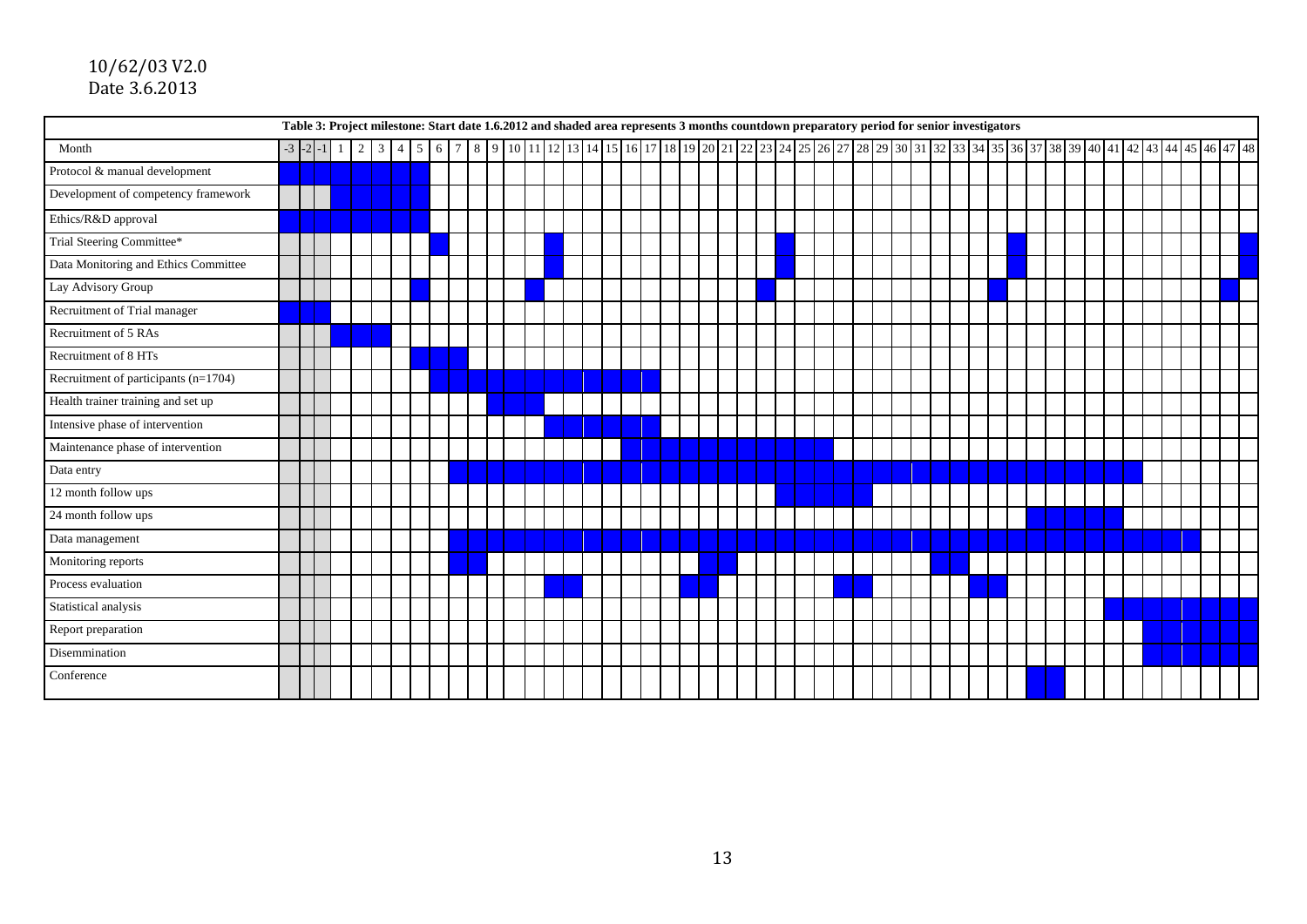**Table 3: Project milestone: Start date 1.6.2012 and shaded area represents 3 months countdown preparatory period for senior investigators**

| Month | -3 | -2 | -1 | 1 | 2 | 3 | 4 | 5 | 6 | 7 | 8 | 9 | 10 | 11 | 12 | 13 | 14 | 15 | 16 | 17 | 18 | 19 | 20 | 21 | 22 | 23 | 24 | 25 | 26 | 27 | 28 | 29 | 30 | 31 | 32 | 33 | 34 | 35 | 36 | 37 | 38 | 39 | 40 | 41 | 42 | 43 | 44 | 45 | 46 | 47 | 48 |
|---|---|---|---|---|---|---|---|---|---|---|---|---|---|---|---|---|---|---|---|---|---|---|---|---|---|---|---|---|---|---|---|---|---|---|---|---|---|---|---|---|---|---|---|---|---|---|---|---|---|---|---|
| Protocol & manual development | ■ | ■ | ■ | ■ | ■ | ■ | ■ | ■ | | | | | | | | | | | | | | | | | | | | | | | | | | | | | | | | | | | | | | | | | | | |
| Development of competency framework | | | | ■ | ■ | ■ | ■ | ■ | | | | | | | | | | | | | | | | | | | | | | | | | | | | | | | | | | | | | | | | | | | |
| Ethics/R&D approval | ■ | ■ | ■ | ■ | ■ | ■ | ■ | ■ | | | | | | | | | | | | | | | | | | | | | | | | | | | | | | | | | | | | | | | | | | | |
| Trial Steering Committee* | | | | | | | | | ■ | | | | | | ■ | | | | | | | | | | | | ■ | | | | | | | | | | | | ■ | | | | | | | | | | | | ■ |
| Data Monitoring and Ethics Committee | | | | | | | | | | | | | | | ■ | | | | | | | | | | | | ■ | | | | | | | | | | | | ■ | | | | | | | | | | | | ■ |
| Lay Advisory Group | | | | | | | | ■ | | | | | | ■ | | | | | | | | | | | | ■ | | | | | | | | | | | | ■ | | | | | | | | | | | | ■ | |
| Recruitment of Trial manager | ■ | ■ | ■ | | | | | | | | | | | | | | | | | | | | | | | | | | | | | | | | | | | | | | | | | | | | | | | | |
| Recruitment of 5 RAs | | | | ■ | ■ | ■ | | | | | | | | | | | | | | | | | | | | | | | | | | | | | | | | | | | | | | | | | | | | | |
| Recruitment of 8 HTs | | | | | | | | ■ | ■ | ■ | | | | | | | | | | | | | | | | | | | | | | | | | | | | | | | | | | | | | | | | | |
| Recruitment of participants (n=1704) | | | | | | | | | ■ | ■ | ■ | ■ | ■ | ■ | ■ | ■ | ■ | ■ | ■ | ■ | | | | | | | | | | | | | | | | | | | | | | | | | | | | | | | |
| Health trainer training and set up | | | | | | | | | | | | ■ | ■ | ■ | | | | | | | | | | | | | | | | | | | | | | | | | | | | | | | | | | | | | |
| Intensive phase of intervention | | | | | | | | | | | | | | | ■ | ■ | ■ | ■ | ■ | ■ | | | | | | | | | | | | | | | | | | | | | | | | | | | | | | | |
| Maintenance phase of intervention | | | | | | | | | | | | | | | | | | | ■ | ■ | ■ | ■ | ■ | ■ | ■ | ■ | ■ | ■ | ■ | | | | | | | | | | | | | | | | | | | | | | |
| Data entry | | | | | | | | | | ■ | ■ | ■ | ■ | ■ | ■ | ■ | ■ | ■ | ■ | ■ | ■ | ■ | ■ | ■ | ■ | ■ | ■ | ■ | ■ | ■ | ■ | ■ | ■ | ■ | ■ | ■ | ■ | ■ | ■ | ■ | ■ | ■ | ■ | ■ | ■ | | | | | | |
| 12 month follow ups | | | | | | | | | | | | | | | | | | | | | | | | | | | ■ | ■ | ■ | ■ | ■ | | | | | | | | | | | | | | | | | | | | |
| 24 month follow ups | | | | | | | | | | | | | | | | | | | | | | | | | | | | | | | | | | | | | | | | ■ | ■ | ■ | ■ | ■ | | | | | | | |
| Data management | | | | | | | | | | ■ | ■ | ■ | ■ | ■ | ■ | ■ | ■ | ■ | ■ | ■ | ■ | ■ | ■ | ■ | ■ | ■ | ■ | ■ | ■ | ■ | ■ | ■ | ■ | ■ | ■ | ■ | ■ | ■ | ■ | ■ | ■ | ■ | ■ | ■ | ■ | ■ | ■ | ■ | | | |
| Monitoring reports | | | | | | | | | | ■ | ■ | | | | | | | | | | | | ■ | ■ | | | | | | | | | | | ■ | ■ | | | | | | | | | | | | | | | |
| Process evaluation | | | | | | | | | | | | | | | ■ | ■ | | | | | | ■ | ■ | | | | | | | ■ | ■ | | | | | | ■ | ■ | | | | | | | | | | | | | |
| Statistical analysis | | | | | | | | | | | | | | | | | | | | | | | | | | | | | | | | | | | | | | | | | | | | ■ | ■ | ■ | ■ | ■ | ■ | ■ | ■ |
| Report preparation | | | | | | | | | | | | | | | | | | | | | | | | | | | | | | | | | | | | | | | | | | | | | | ■ | ■ | ■ | ■ | ■ | ■ |
| Disemmination | | | | | | | | | | | | | | | | | | | | | | | | | | | | | | | | | | | | | | | | | | | | | | ■ | ■ | ■ | ■ | ■ | ■ |
| Conference | | | | | | | | | | | | | | | | | | | | | | | | | | | | | | | | | | | | | | | | ■ | ■ | | | | | | | | | | |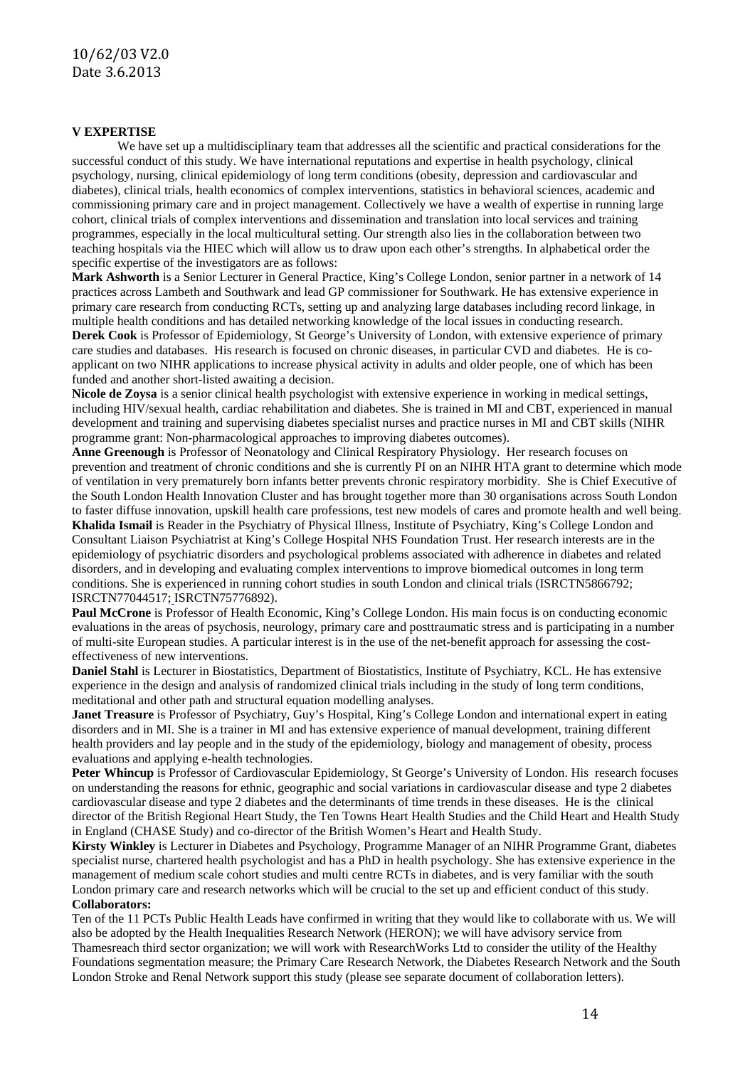## V EXPERTISE

We have set up a multidisciplinary team that addresses all the scientific and practical considerations for the successful conduct of this study. We have international reputations and expertise in health psychology, clinical psychology, nursing, clinical epidemiology of long term conditions (obesity, depression and cardiovascular and diabetes), clinical trials, health economics of complex interventions, statistics in behavioral sciences, academic and commissioning primary care and in project management. Collectively we have a wealth of expertise in running large cohort, clinical trials of complex interventions and dissemination and translation into local services and training programmes, especially in the local multicultural setting. Our strength also lies in the collaboration between two teaching hospitals via the HIEC which will allow us to draw upon each other's strengths. In alphabetical order the specific expertise of the investigators are as follows:

**Mark Ashworth** is a Senior Lecturer in General Practice, King's College London, senior partner in a network of 14 practices across Lambeth and Southwark and lead GP commissioner for Southwark. He has extensive experience in primary care research from conducting RCTs, setting up and analyzing large databases including record linkage, in multiple health conditions and has detailed networking knowledge of the local issues in conducting research.

**Derek Cook** is Professor of Epidemiology, St George's University of London, with extensive experience of primary care studies and databases. His research is focused on chronic diseases, in particular CVD and diabetes. He is co-applicant on two NIHR applications to increase physical activity in adults and older people, one of which has been funded and another short-listed awaiting a decision.

**Nicole de Zoysa** is a senior clinical health psychologist with extensive experience in working in medical settings, including HIV/sexual health, cardiac rehabilitation and diabetes. She is trained in MI and CBT, experienced in manual development and training and supervising diabetes specialist nurses and practice nurses in MI and CBT skills (NIHR programme grant: Non-pharmacological approaches to improving diabetes outcomes).

**Anne Greenough** is Professor of Neonatology and Clinical Respiratory Physiology. Her research focuses on prevention and treatment of chronic conditions and she is currently PI on an NIHR HTA grant to determine which mode of ventilation in very prematurely born infants better prevents chronic respiratory morbidity. She is Chief Executive of the South London Health Innovation Cluster and has brought together more than 30 organisations across South London to faster diffuse innovation, upskill health care professions, test new models of cares and promote health and well being.

**Khalida Ismail** is Reader in the Psychiatry of Physical Illness, Institute of Psychiatry, King's College London and Consultant Liaison Psychiatrist at King's College Hospital NHS Foundation Trust. Her research interests are in the epidemiology of psychiatric disorders and psychological problems associated with adherence in diabetes and related disorders, and in developing and evaluating complex interventions to improve biomedical outcomes in long term conditions. She is experienced in running cohort studies in south London and clinical trials (ISRCTN5866792; ISRCTN77044517; ISRCTN75776892).

**Paul McCrone** is Professor of Health Economic, King's College London. His main focus is on conducting economic evaluations in the areas of psychosis, neurology, primary care and posttraumatic stress and is participating in a number of multi-site European studies. A particular interest is in the use of the net-benefit approach for assessing the cost-effectiveness of new interventions.

**Daniel Stahl** is Lecturer in Biostatistics, Department of Biostatistics, Institute of Psychiatry, KCL. He has extensive experience in the design and analysis of randomized clinical trials including in the study of long term conditions, meditational and other path and structural equation modelling analyses.

**Janet Treasure** is Professor of Psychiatry, Guy's Hospital, King's College London and international expert in eating disorders and in MI. She is a trainer in MI and has extensive experience of manual development, training different health providers and lay people and in the study of the epidemiology, biology and management of obesity, process evaluations and applying e-health technologies.

**Peter Whincup** is Professor of Cardiovascular Epidemiology, St George's University of London. His research focuses on understanding the reasons for ethnic, geographic and social variations in cardiovascular disease and type 2 diabetes cardiovascular disease and type 2 diabetes and the determinants of time trends in these diseases. He is the clinical director of the British Regional Heart Study, the Ten Towns Heart Health Studies and the Child Heart and Health Study in England (CHASE Study) and co-director of the British Women's Heart and Health Study.

**Kirsty Winkley** is Lecturer in Diabetes and Psychology, Programme Manager of an NIHR Programme Grant, diabetes specialist nurse, chartered health psychologist and has a PhD in health psychology. She has extensive experience in the management of medium scale cohort studies and multi centre RCTs in diabetes, and is very familiar with the south London primary care and research networks which will be crucial to the set up and efficient conduct of this study.

**Collaborators:**

Ten of the 11 PCTs Public Health Leads have confirmed in writing that they would like to collaborate with us. We will also be adopted by the Health Inequalities Research Network (HERON); we will have advisory service from Thamesreach third sector organization; we will work with ResearchWorks Ltd to consider the utility of the Healthy Foundations segmentation measure; the Primary Care Research Network, the Diabetes Research Network and the South London Stroke and Renal Network support this study (please see separate document of collaboration letters).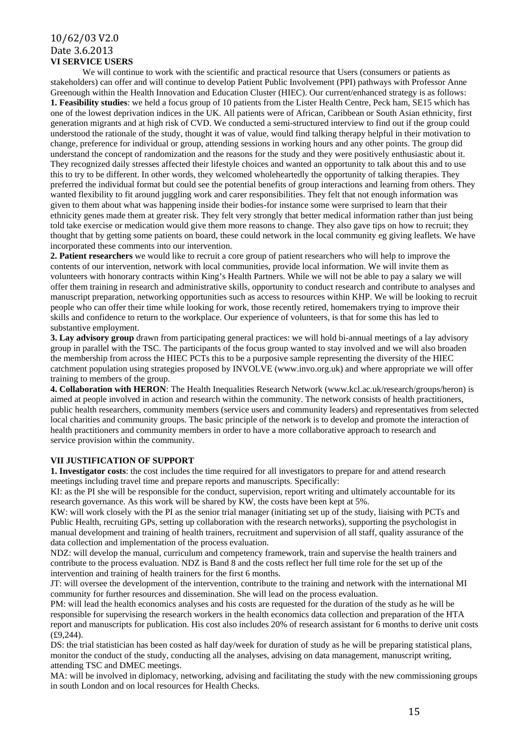### VI SERVICE USERS

We will continue to work with the scientific and practical resource that Users (consumers or patients as stakeholders) can offer and will continue to develop Patient Public Involvement (PPI) pathways with Professor Anne Greenough within the Health Innovation and Education Cluster (HIEC). Our current/enhanced strategy is as follows:

**1. Feasibility studies**: we held a focus group of 10 patients from the Lister Health Centre, Peck ham, SE15 which has one of the lowest deprivation indices in the UK. All patients were of African, Caribbean or South Asian ethnicity, first generation migrants and at high risk of CVD. We conducted a semi-structured interview to find out if the group could understood the rationale of the study, thought it was of value, would find talking therapy helpful in their motivation to change, preference for individual or group, attending sessions in working hours and any other points. The group did understand the concept of randomization and the reasons for the study and they were positively enthusiastic about it. They recognized daily stresses affected their lifestyle choices and wanted an opportunity to talk about this and to use this to try to be different. In other words, they welcomed wholeheartedly the opportunity of talking therapies. They preferred the individual format but could see the potential benefits of group interactions and learning from others. They wanted flexibility to fit around juggling work and carer responsibilities. They felt that not enough information was given to them about what was happening inside their bodies-for instance some were surprised to learn that their ethnicity genes made them at greater risk. They felt very strongly that better medical information rather than just being told take exercise or medication would give them more reasons to change. They also gave tips on how to recruit; they thought that by getting some patients on board, these could network in the local community eg giving leaflets. We have incorporated these comments into our intervention.

**2. Patient researchers** we would like to recruit a core group of patient researchers who will help to improve the contents of our intervention, network with local communities, provide local information. We will invite them as volunteers with honorary contracts within King's Health Partners. While we will not be able to pay a salary we will offer them training in research and administrative skills, opportunity to conduct research and contribute to analyses and manuscript preparation, networking opportunities such as access to resources within KHP. We will be looking to recruit people who can offer their time while looking for work, those recently retired, homemakers trying to improve their skills and confidence to return to the workplace. Our experience of volunteers, is that for some this has led to substantive employment.

**3. Lay advisory group** drawn from participating general practices: we will hold bi-annual meetings of a lay advisory group in parallel with the TSC. The participants of the focus group wanted to stay involved and we will also broaden the membership from across the HIEC PCTs this to be a purposive sample representing the diversity of the HIEC catchment population using strategies proposed by INVOLVE (www.invo.org.uk) and where appropriate we will offer training to members of the group.

**4. Collaboration with HERON**: The Health Inequalities Research Network (www.kcl.ac.uk/research/groups/heron) is aimed at people involved in action and research within the community. The network consists of health practitioners, public health researchers, community members (service users and community leaders) and representatives from selected local charities and community groups. The basic principle of the network is to develop and promote the interaction of health practitioners and community members in order to have a more collaborative approach to research and service provision within the community.

### VII JUSTIFICATION OF SUPPORT

**1. Investigator costs**: the cost includes the time required for all investigators to prepare for and attend research meetings including travel time and prepare reports and manuscripts. Specifically:

KI: as the PI she will be responsible for the conduct, supervision, report writing and ultimately accountable for its research governance. As this work will be shared by KW, the costs have been kept at 5%.

KW: will work closely with the PI as the senior trial manager (initiating set up of the study, liaising with PCTs and Public Health, recruiting GPs, setting up collaboration with the research networks), supporting the psychologist in manual development and training of health trainers, recruitment and supervision of all staff, quality assurance of the data collection and implementation of the process evaluation.

NDZ: will develop the manual, curriculum and competency framework, train and supervise the health trainers and contribute to the process evaluation. NDZ is Band 8 and the costs reflect her full time role for the set up of the intervention and training of health trainers for the first 6 months.

JT: will oversee the development of the intervention, contribute to the training and network with the international MI community for further resources and dissemination. She will lead on the process evaluation.

PM: will lead the health economics analyses and his costs are requested for the duration of the study as he will be responsible for supervising the research workers in the health economics data collection and preparation of the HTA report and manuscripts for publication. His cost also includes 20% of research assistant for 6 months to derive unit costs (£9,244).

DS: the trial statistician has been costed as half day/week for duration of study as he will be preparing statistical plans, monitor the conduct of the study, conducting all the analyses, advising on data management, manuscript writing, attending TSC and DMEC meetings.

MA: will be involved in diplomacy, networking, advising and facilitating the study with the new commissioning groups in south London and on local resources for Health Checks.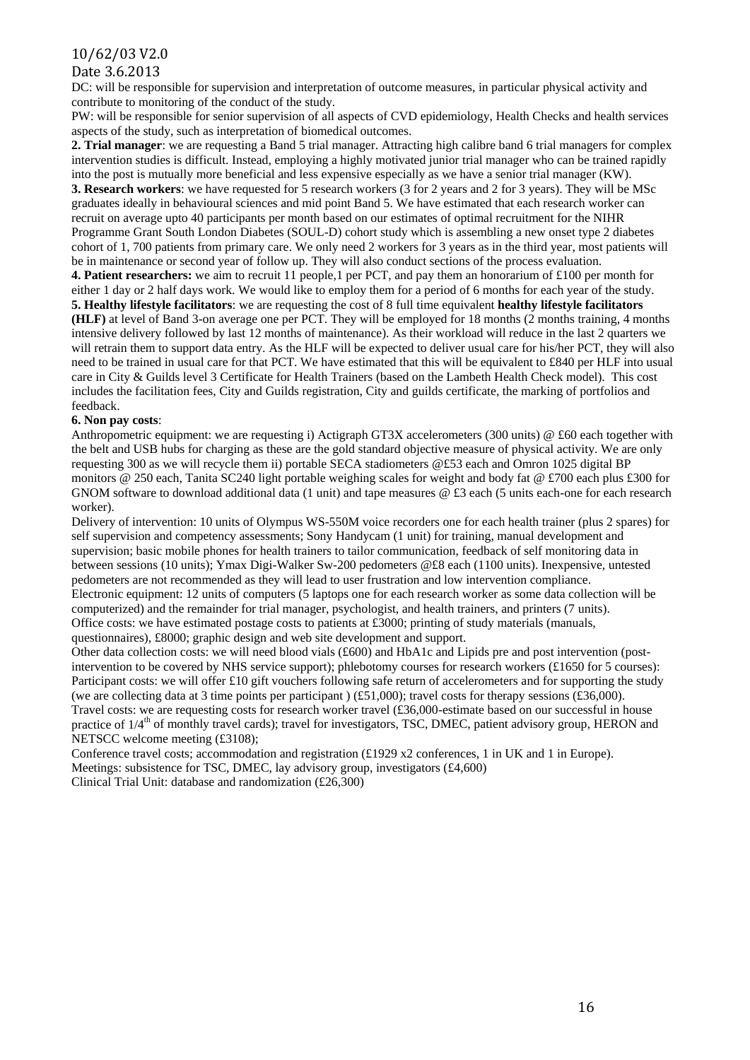DC: will be responsible for supervision and interpretation of outcome measures, in particular physical activity and contribute to monitoring of the conduct of the study.

PW: will be responsible for senior supervision of all aspects of CVD epidemiology, Health Checks and health services aspects of the study, such as interpretation of biomedical outcomes.

**2. Trial manager**: we are requesting a Band 5 trial manager. Attracting high calibre band 6 trial managers for complex intervention studies is difficult. Instead, employing a highly motivated junior trial manager who can be trained rapidly into the post is mutually more beneficial and less expensive especially as we have a senior trial manager (KW).

**3. Research workers**: we have requested for 5 research workers (3 for 2 years and 2 for 3 years). They will be MSc graduates ideally in behavioural sciences and mid point Band 5. We have estimated that each research worker can recruit on average upto 40 participants per month based on our estimates of optimal recruitment for the NIHR Programme Grant South London Diabetes (SOUL-D) cohort study which is assembling a new onset type 2 diabetes cohort of 1, 700 patients from primary care. We only need 2 workers for 3 years as in the third year, most patients will be in maintenance or second year of follow up. They will also conduct sections of the process evaluation.

**4. Patient researchers:** we aim to recruit 11 people,1 per PCT, and pay them an honorarium of £100 per month for either 1 day or 2 half days work. We would like to employ them for a period of 6 months for each year of the study.

**5. Healthy lifestyle facilitators**: we are requesting the cost of 8 full time equivalent **healthy lifestyle facilitators (HLF)** at level of Band 3-on average one per PCT. They will be employed for 18 months (2 months training, 4 months intensive delivery followed by last 12 months of maintenance). As their workload will reduce in the last 2 quarters we will retrain them to support data entry. As the HLF will be expected to deliver usual care for his/her PCT, they will also need to be trained in usual care for that PCT. We have estimated that this will be equivalent to £840 per HLF into usual care in City & Guilds level 3 Certificate for Health Trainers (based on the Lambeth Health Check model). This cost includes the facilitation fees, City and Guilds registration, City and guilds certificate, the marking of portfolios and feedback.

**6. Non pay costs**:

Anthropometric equipment: we are requesting i) Actigraph GT3X accelerometers (300 units) @ £60 each together with the belt and USB hubs for charging as these are the gold standard objective measure of physical activity. We are only requesting 300 as we will recycle them ii) portable SECA stadiometers @£53 each and Omron 1025 digital BP monitors @ 250 each, Tanita SC240 light portable weighing scales for weight and body fat @ £700 each plus £300 for GNOM software to download additional data (1 unit) and tape measures @ £3 each (5 units each-one for each research worker).

Delivery of intervention: 10 units of Olympus WS-550M voice recorders one for each health trainer (plus 2 spares) for self supervision and competency assessments; Sony Handycam (1 unit) for training, manual development and supervision; basic mobile phones for health trainers to tailor communication, feedback of self monitoring data in between sessions (10 units); Ymax Digi-Walker Sw-200 pedometers @£8 each (1100 units). Inexpensive, untested pedometers are not recommended as they will lead to user frustration and low intervention compliance.

Electronic equipment: 12 units of computers (5 laptops one for each research worker as some data collection will be computerized) and the remainder for trial manager, psychologist, and health trainers, and printers (7 units).

Office costs: we have estimated postage costs to patients at £3000; printing of study materials (manuals, questionnaires), £8000; graphic design and web site development and support.

Other data collection costs: we will need blood vials (£600) and HbA1c and Lipids pre and post intervention (post-intervention to be covered by NHS service support); phlebotomy courses for research workers (£1650 for 5 courses):

Participant costs: we will offer £10 gift vouchers following safe return of accelerometers and for supporting the study (we are collecting data at 3 time points per participant ) (£51,000); travel costs for therapy sessions (£36,000).

Travel costs: we are requesting costs for research worker travel (£36,000-estimate based on our successful in house practice of 1/4th of monthly travel cards); travel for investigators, TSC, DMEC, patient advisory group, HERON and NETSCC welcome meeting (£3108);

Conference travel costs; accommodation and registration (£1929 x2 conferences, 1 in UK and 1 in Europe).

Meetings: subsistence for TSC, DMEC, lay advisory group, investigators (£4,600)

Clinical Trial Unit: database and randomization (£26,300)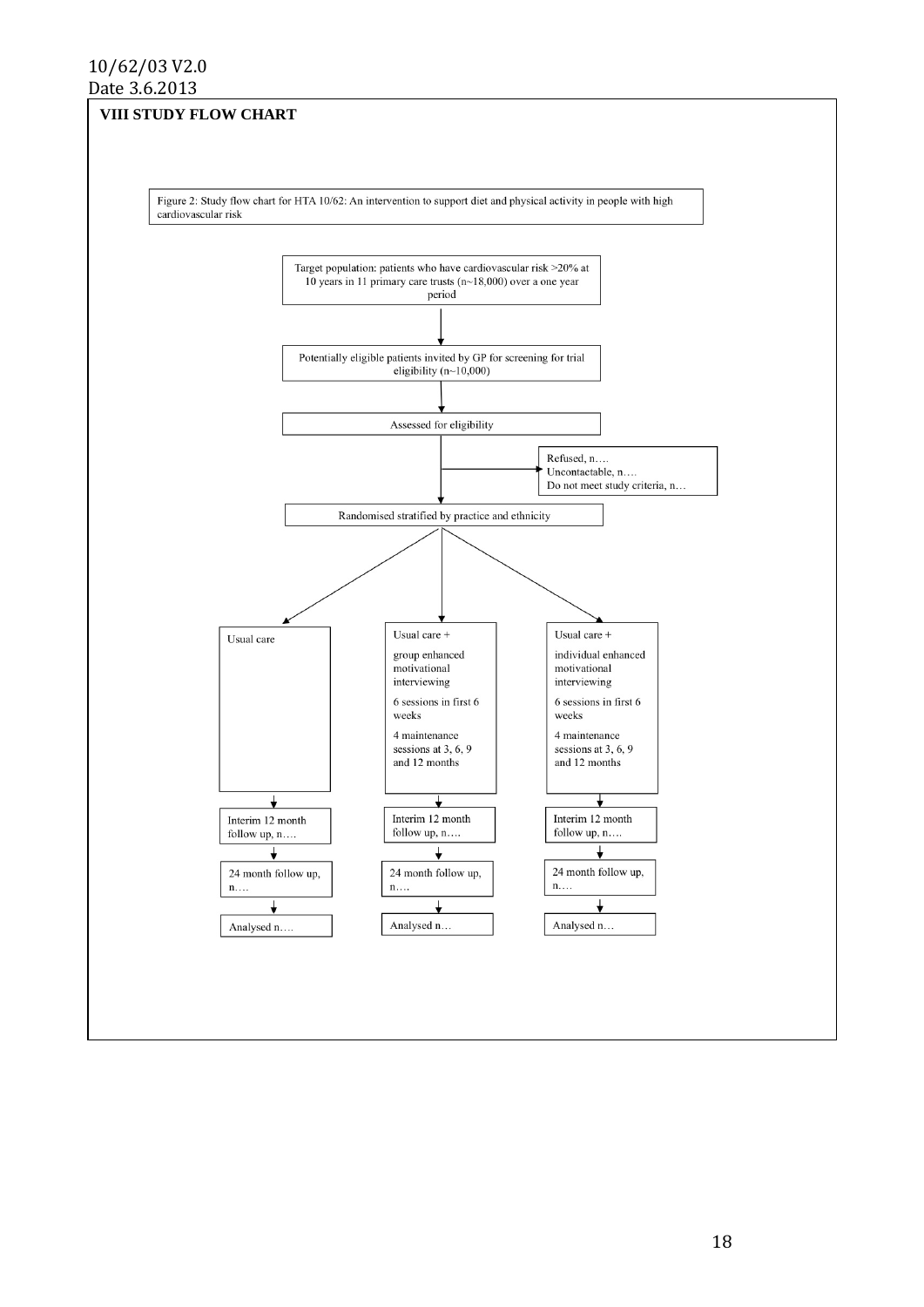## VIII STUDY FLOW CHART

Figure 2: Study flow chart for HTA 10/62: An intervention to support diet and physical activity in people with high cardiovascular risk

Target population: patients who have cardiovascular risk >20% at 10 years in 11 primary care trusts (n~18,000) over a one year period

↓

Potentially eligible patients invited by GP for screening for trial eligibility (n~10,000)

↓

Assessed for eligibility

→ Refused, n….
Uncontactable, n….
Do not meet study criteria, n…

↓

Randomised stratified by practice and ethnicity

| Usual care | Usual care + group enhanced motivational interviewing; 6 sessions in first 6 weeks; 4 maintenance sessions at 3, 6, 9 and 12 months | Usual care + individual enhanced motivational interviewing; 6 sessions in first 6 weeks; 4 maintenance sessions at 3, 6, 9 and 12 months |
|---|---|---|
| Interim 12 month follow up, n…. | Interim 12 month follow up, n…. | Interim 12 month follow up, n…. |
| 24 month follow up, n…. | 24 month follow up, n…. | 24 month follow up, n…. |
| Analysed n…. | Analysed n… | Analysed n… |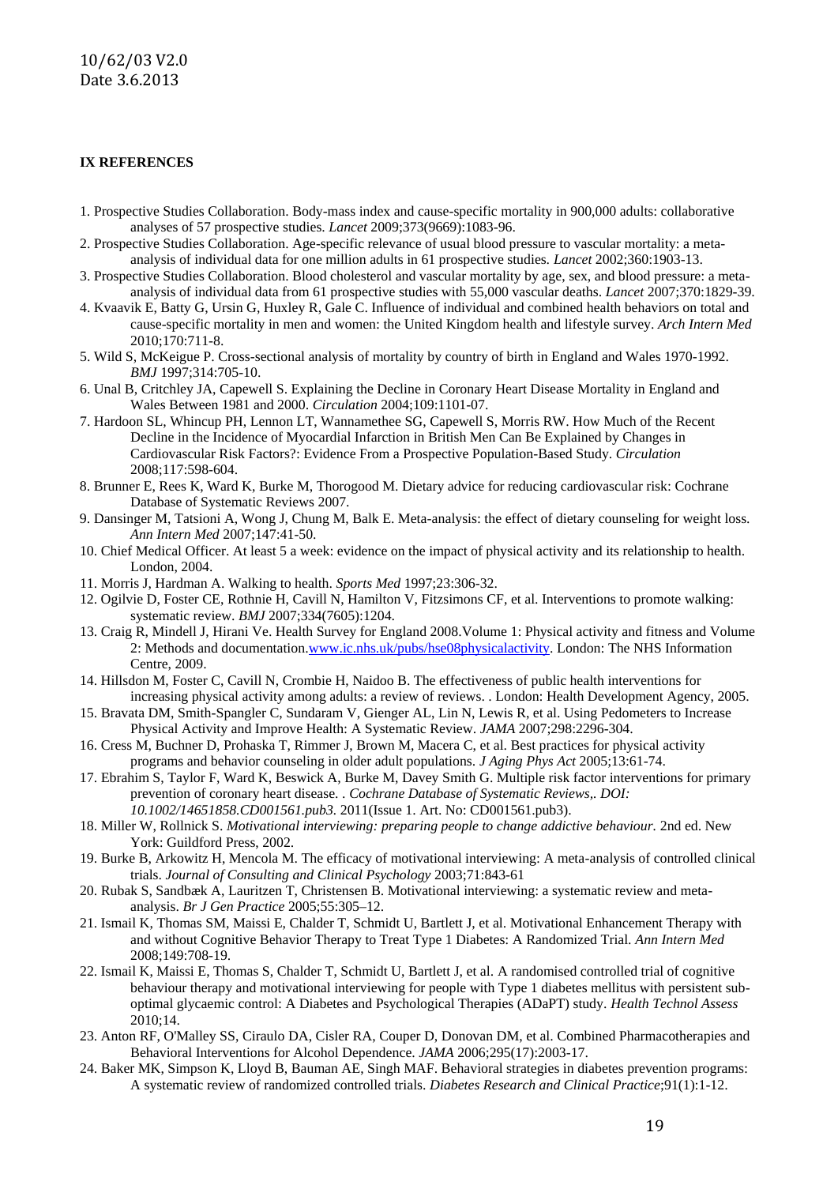**IX REFERENCES**

1. Prospective Studies Collaboration. Body-mass index and cause-specific mortality in 900,000 adults: collaborative analyses of 57 prospective studies. *Lancet* 2009;373(9669):1083-96.
2. Prospective Studies Collaboration. Age-specific relevance of usual blood pressure to vascular mortality: a meta-analysis of individual data for one million adults in 61 prospective studies. *Lancet* 2002;360:1903-13.
3. Prospective Studies Collaboration. Blood cholesterol and vascular mortality by age, sex, and blood pressure: a meta-analysis of individual data from 61 prospective studies with 55,000 vascular deaths. *Lancet* 2007;370:1829-39.
4. Kvaavik E, Batty G, Ursin G, Huxley R, Gale C. Influence of individual and combined health behaviors on total and cause-specific mortality in men and women: the United Kingdom health and lifestyle survey. *Arch Intern Med* 2010;170:711-8.
5. Wild S, McKeigue P. Cross-sectional analysis of mortality by country of birth in England and Wales 1970-1992. *BMJ* 1997;314:705-10.
6. Unal B, Critchley JA, Capewell S. Explaining the Decline in Coronary Heart Disease Mortality in England and Wales Between 1981 and 2000. *Circulation* 2004;109:1101-07.
7. Hardoon SL, Whincup PH, Lennon LT, Wannamethee SG, Capewell S, Morris RW. How Much of the Recent Decline in the Incidence of Myocardial Infarction in British Men Can Be Explained by Changes in Cardiovascular Risk Factors?: Evidence From a Prospective Population-Based Study. *Circulation* 2008;117:598-604.
8. Brunner E, Rees K, Ward K, Burke M, Thorogood M. Dietary advice for reducing cardiovascular risk: Cochrane Database of Systematic Reviews 2007.
9. Dansinger M, Tatsioni A, Wong J, Chung M, Balk E. Meta-analysis: the effect of dietary counseling for weight loss. *Ann Intern Med* 2007;147:41-50.
10. Chief Medical Officer. At least 5 a week: evidence on the impact of physical activity and its relationship to health. London, 2004.
11. Morris J, Hardman A. Walking to health. *Sports Med* 1997;23:306-32.
12. Ogilvie D, Foster CE, Rothnie H, Cavill N, Hamilton V, Fitzsimons CF, et al. Interventions to promote walking: systematic review. *BMJ* 2007;334(7605):1204.
13. Craig R, Mindell J, Hirani Ve. Health Survey for England 2008.Volume 1: Physical activity and fitness and Volume 2: Methods and documentation.www.ic.nhs.uk/pubs/hse08physicalactivity. London: The NHS Information Centre, 2009.
14. Hillsdon M, Foster C, Cavill N, Crombie H, Naidoo B. The effectiveness of public health interventions for increasing physical activity among adults: a review of reviews. . London: Health Development Agency, 2005.
15. Bravata DM, Smith-Spangler C, Sundaram V, Gienger AL, Lin N, Lewis R, et al. Using Pedometers to Increase Physical Activity and Improve Health: A Systematic Review. *JAMA* 2007;298:2296-304.
16. Cress M, Buchner D, Prohaska T, Rimmer J, Brown M, Macera C, et al. Best practices for physical activity programs and behavior counseling in older adult populations. *J Aging Phys Act* 2005;13:61-74.
17. Ebrahim S, Taylor F, Ward K, Beswick A, Burke M, Davey Smith G. Multiple risk factor interventions for primary prevention of coronary heart disease. . *Cochrane Database of Systematic Reviews,. DOI: 10.1002/14651858.CD001561.pub3.* 2011(Issue 1. Art. No: CD001561.pub3).
18. Miller W, Rollnick S. *Motivational interviewing: preparing people to change addictive behaviour.* 2nd ed. New York: Guildford Press, 2002.
19. Burke B, Arkowitz H, Mencola M. The efficacy of motivational interviewing: A meta-analysis of controlled clinical trials. *Journal of Consulting and Clinical Psychology* 2003;71:843-61
20. Rubak S, Sandbæk A, Lauritzen T, Christensen B. Motivational interviewing: a systematic review and meta-analysis. *Br J Gen Practice* 2005;55:305–12.
21. Ismail K, Thomas SM, Maissi E, Chalder T, Schmidt U, Bartlett J, et al. Motivational Enhancement Therapy with and without Cognitive Behavior Therapy to Treat Type 1 Diabetes: A Randomized Trial. *Ann Intern Med* 2008;149:708-19.
22. Ismail K, Maissi E, Thomas S, Chalder T, Schmidt U, Bartlett J, et al. A randomised controlled trial of cognitive behaviour therapy and motivational interviewing for people with Type 1 diabetes mellitus with persistent sub-optimal glycaemic control: A Diabetes and Psychological Therapies (ADaPT) study. *Health Technol Assess* 2010;14.
23. Anton RF, O'Malley SS, Ciraulo DA, Cisler RA, Couper D, Donovan DM, et al. Combined Pharmacotherapies and Behavioral Interventions for Alcohol Dependence. *JAMA* 2006;295(17):2003-17.
24. Baker MK, Simpson K, Lloyd B, Bauman AE, Singh MAF. Behavioral strategies in diabetes prevention programs: A systematic review of randomized controlled trials. *Diabetes Research and Clinical Practice*;91(1):1-12.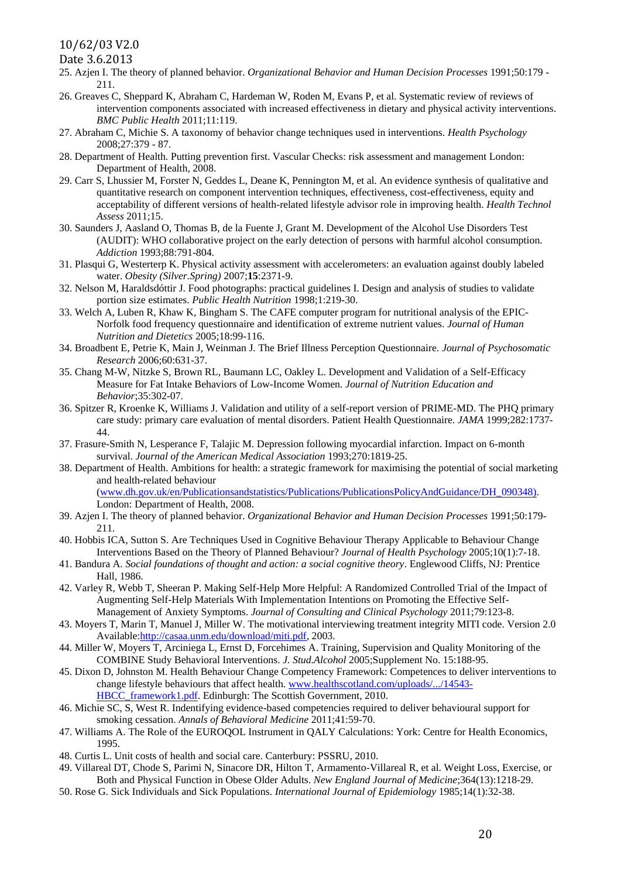25. Azjen I. The theory of planned behavior. *Organizational Behavior and Human Decision Processes* 1991;50:179 - 211.
26. Greaves C, Sheppard K, Abraham C, Hardeman W, Roden M, Evans P, et al. Systematic review of reviews of intervention components associated with increased effectiveness in dietary and physical activity interventions. *BMC Public Health* 2011;11:119.
27. Abraham C, Michie S. A taxonomy of behavior change techniques used in interventions. *Health Psychology* 2008;27:379 - 87.
28. Department of Health. Putting prevention first. Vascular Checks: risk assessment and management London: Department of Health, 2008.
29. Carr S, Lhussier M, Forster N, Geddes L, Deane K, Pennington M, et al. An evidence synthesis of qualitative and quantitative research on component intervention techniques, effectiveness, cost-effectiveness, equity and acceptability of different versions of health-related lifestyle advisor role in improving health. *Health Technol Assess* 2011;15.
30. Saunders J, Aasland O, Thomas B, de la Fuente J, Grant M. Development of the Alcohol Use Disorders Test (AUDIT): WHO collaborative project on the early detection of persons with harmful alcohol consumption. *Addiction* 1993;88:791-804.
31. Plasqui G, Westerterp K. Physical activity assessment with accelerometers: an evaluation against doubly labeled water. *Obesity (Silver.Spring)* 2007;**15**:2371-9.
32. Nelson M, Haraldsdóttir J. Food photographs: practical guidelines I. Design and analysis of studies to validate portion size estimates. *Public Health Nutrition* 1998;1:219-30.
33. Welch A, Luben R, Khaw K, Bingham S. The CAFE computer program for nutritional analysis of the EPIC-Norfolk food frequency questionnaire and identification of extreme nutrient values. *Journal of Human Nutrition and Dietetics* 2005;18:99-116.
34. Broadbent E, Petrie K, Main J, Weinman J. The Brief Illness Perception Questionnaire. *Journal of Psychosomatic Research* 2006;60:631-37.
35. Chang M-W, Nitzke S, Brown RL, Baumann LC, Oakley L. Development and Validation of a Self-Efficacy Measure for Fat Intake Behaviors of Low-Income Women. *Journal of Nutrition Education and Behavior*;35:302-07.
36. Spitzer R, Kroenke K, Williams J. Validation and utility of a self-report version of PRIME-MD. The PHQ primary care study: primary care evaluation of mental disorders. Patient Health Questionnaire. *JAMA* 1999;282:1737-44.
37. Frasure-Smith N, Lesperance F, Talajic M. Depression following myocardial infarction. Impact on 6-month survival. *Journal of the American Medical Association* 1993;270:1819-25.
38. Department of Health. Ambitions for health: a strategic framework for maximising the potential of social marketing and health-related behaviour (www.dh.gov.uk/en/Publicationsandstatistics/Publications/PublicationsPolicyAndGuidance/DH_090348). London: Department of Health, 2008.
39. Azjen I. The theory of planned behavior. *Organizational Behavior and Human Decision Processes* 1991;50:179-211.
40. Hobbis ICA, Sutton S. Are Techniques Used in Cognitive Behaviour Therapy Applicable to Behaviour Change Interventions Based on the Theory of Planned Behaviour? *Journal of Health Psychology* 2005;10(1):7-18.
41. Bandura A. *Social foundations of thought and action: a social cognitive theory*. Englewood Cliffs, NJ: Prentice Hall, 1986.
42. Varley R, Webb T, Sheeran P. Making Self-Help More Helpful: A Randomized Controlled Trial of the Impact of Augmenting Self-Help Materials With Implementation Intentions on Promoting the Effective Self-Management of Anxiety Symptoms. *Journal of Consulting and Clinical Psychology* 2011;79:123-8.
43. Moyers T, Marin T, Manuel J, Miller W. The motivational interviewing treatment integrity MITI code. Version 2.0 Available:http://casaa.unm.edu/download/miti.pdf, 2003.
44. Miller W, Moyers T, Arciniega L, Ernst D, Forcehimes A. Training, Supervision and Quality Monitoring of the COMBINE Study Behavioral Interventions. *J. Stud.Alcohol* 2005;Supplement No. 15:188-95.
45. Dixon D, Johnston M. Health Behaviour Change Competency Framework: Competences to deliver interventions to change lifestyle behaviours that affect health. www.healthscotland.com/uploads/.../14543-HBCC_framework1.pdf. Edinburgh: The Scottish Government, 2010.
46. Michie SC, S, West R. Indentifying evidence-based competencies required to deliver behavioural support for smoking cessation. *Annals of Behavioral Medicine* 2011;41:59-70.
47. Williams A. The Role of the EUROQOL Instrument in QALY Calculations: York: Centre for Health Economics, 1995.
48. Curtis L. Unit costs of health and social care. Canterbury: PSSRU, 2010.
49. Villareal DT, Chode S, Parimi N, Sinacore DR, Hilton T, Armamento-Villareal R, et al. Weight Loss, Exercise, or Both and Physical Function in Obese Older Adults. *New England Journal of Medicine*;364(13):1218-29.
50. Rose G. Sick Individuals and Sick Populations. *International Journal of Epidemiology* 1985;14(1):32-38.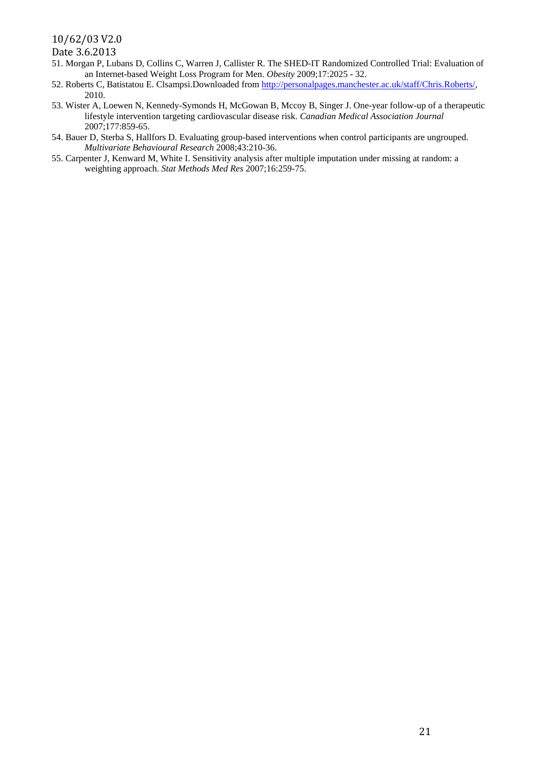51. Morgan P, Lubans D, Collins C, Warren J, Callister R. The SHED-IT Randomized Controlled Trial: Evaluation of an Internet-based Weight Loss Program for Men. *Obesity* 2009;17:2025 - 32.
52. Roberts C, Batistatou E. Clsampsi.Downloaded from http://personalpages.manchester.ac.uk/staff/Chris.Roberts/, 2010.
53. Wister A, Loewen N, Kennedy-Symonds H, McGowan B, Mccoy B, Singer J. One-year follow-up of a therapeutic lifestyle intervention targeting cardiovascular disease risk. *Canadian Medical Association Journal* 2007;177:859-65.
54. Bauer D, Sterba S, Hallfors D. Evaluating group-based interventions when control participants are ungrouped. *Multivariate Behavioural Research* 2008;43:210-36.
55. Carpenter J, Kenward M, White I. Sensitivity analysis after multiple imputation under missing at random: a weighting approach. *Stat Methods Med Res* 2007;16:259-75.